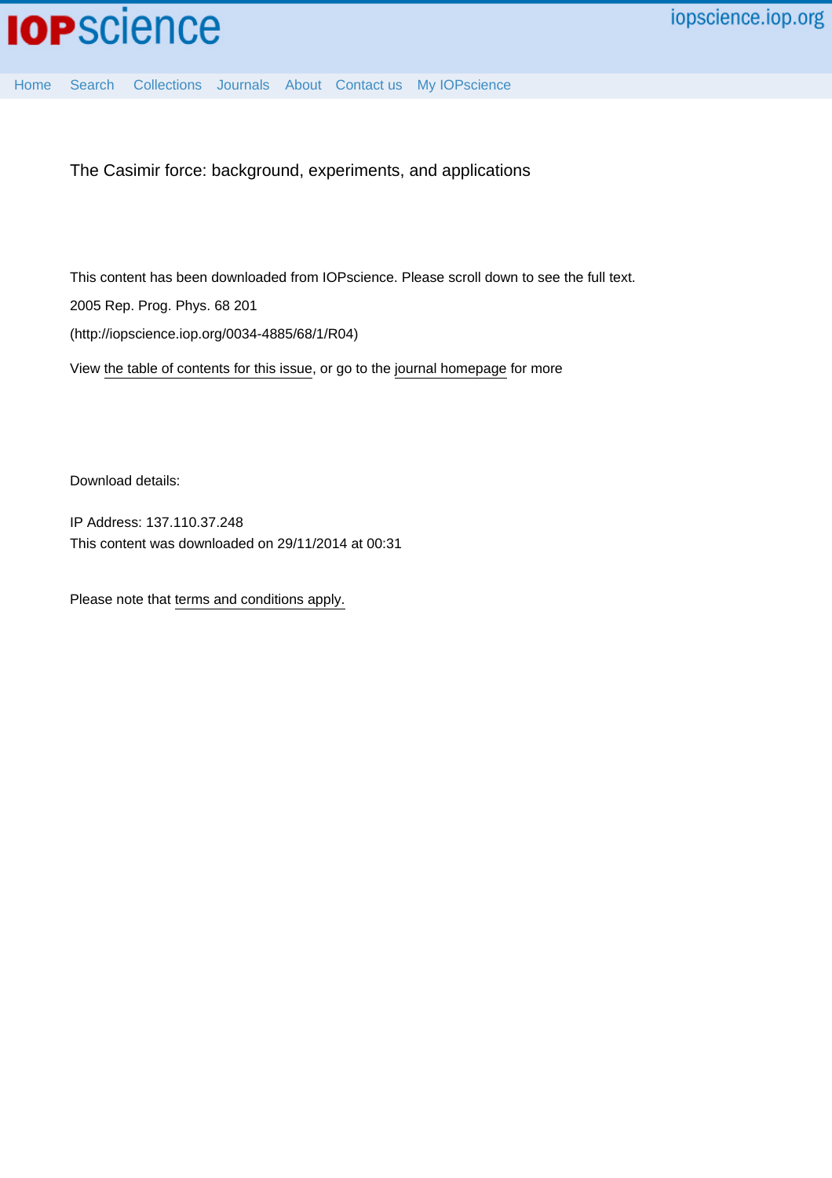The Casimir force: background, experiments, and applications

This content has been downloaded from IOPscience. Please scroll down to see the full text.

2005 Rep. Prog. Phys. 68 201

(http://iopscience.iop.org/0034-4885/68/1/R04)

View the table of contents for this issue, or go to the journal homepage for more

Download details:

IP Address: 137.110.37.248

This content was downloaded on 29/11/2014 at 00:31

Please note that terms and conditions apply.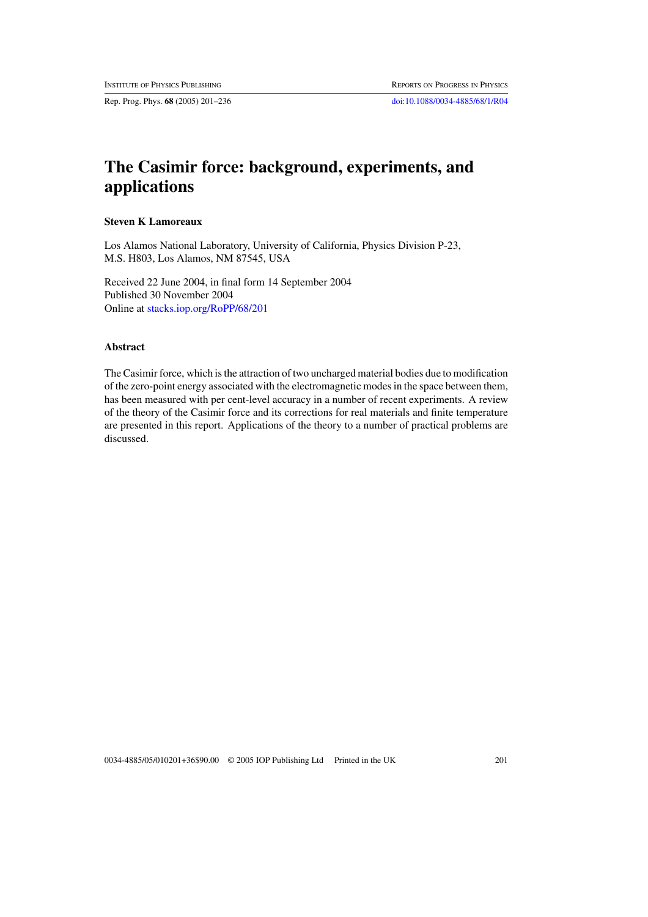# The Casimir force: background, experiments, and applications

**Steven K Lamoreaux**

Los Alamos National Laboratory, University of California, Physics Division P-23, M.S. H803, Los Alamos, NM 87545, USA

Received 22 June 2004, in final form 14 September 2004
Published 30 November 2004
Online at stacks.iop.org/RoPP/68/201

### Abstract

The Casimir force, which is the attraction of two uncharged material bodies due to modification of the zero-point energy associated with the electromagnetic modes in the space between them, has been measured with per cent-level accuracy in a number of recent experiments. A review of the theory of the Casimir force and its corrections for real materials and finite temperature are presented in this report. Applications of the theory to a number of practical problems are discussed.

0034-4885/05/010201+36$90.00 © 2005 IOP Publishing Ltd Printed in the UK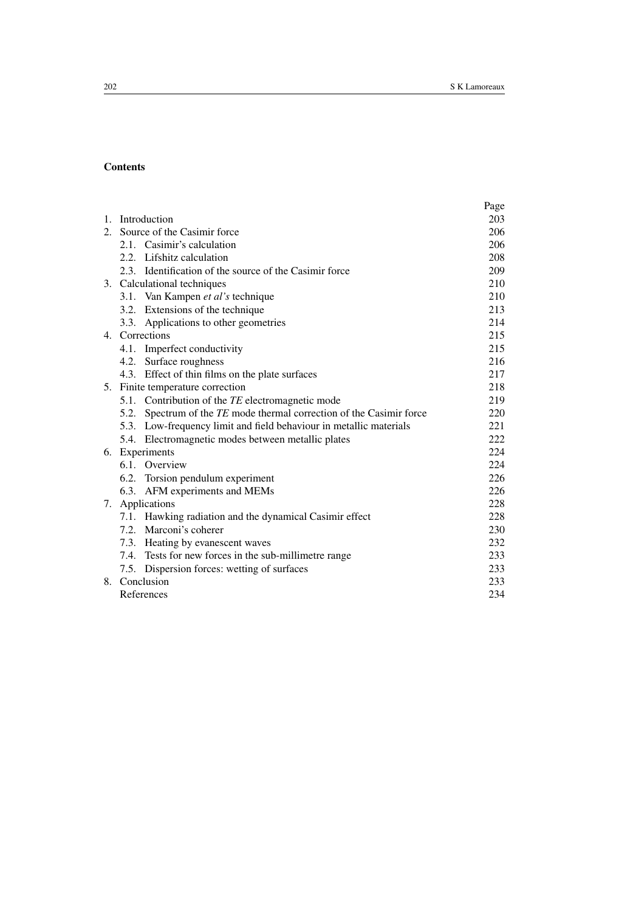## Contents

| | Page |
|---|---|
| 1. Introduction | 203 |
| 2. Source of the Casimir force | 206 |
| 2.1. Casimir's calculation | 206 |
| 2.2. Lifshitz calculation | 208 |
| 2.3. Identification of the source of the Casimir force | 209 |
| 3. Calculational techniques | 210 |
| 3.1. Van Kampen *et al's* technique | 210 |
| 3.2. Extensions of the technique | 213 |
| 3.3. Applications to other geometries | 214 |
| 4. Corrections | 215 |
| 4.1. Imperfect conductivity | 215 |
| 4.2. Surface roughness | 216 |
| 4.3. Effect of thin films on the plate surfaces | 217 |
| 5. Finite temperature correction | 218 |
| 5.1. Contribution of the *TE* electromagnetic mode | 219 |
| 5.2. Spectrum of the *TE* mode thermal correction of the Casimir force | 220 |
| 5.3. Low-frequency limit and field behaviour in metallic materials | 221 |
| 5.4. Electromagnetic modes between metallic plates | 222 |
| 6. Experiments | 224 |
| 6.1. Overview | 224 |
| 6.2. Torsion pendulum experiment | 226 |
| 6.3. AFM experiments and MEMs | 226 |
| 7. Applications | 228 |
| 7.1. Hawking radiation and the dynamical Casimir effect | 228 |
| 7.2. Marconi's coherer | 230 |
| 7.3. Heating by evanescent waves | 232 |
| 7.4. Tests for new forces in the sub-millimetre range | 233 |
| 7.5. Dispersion forces: wetting of surfaces | 233 |
| 8. Conclusion | 233 |
| References | 234 |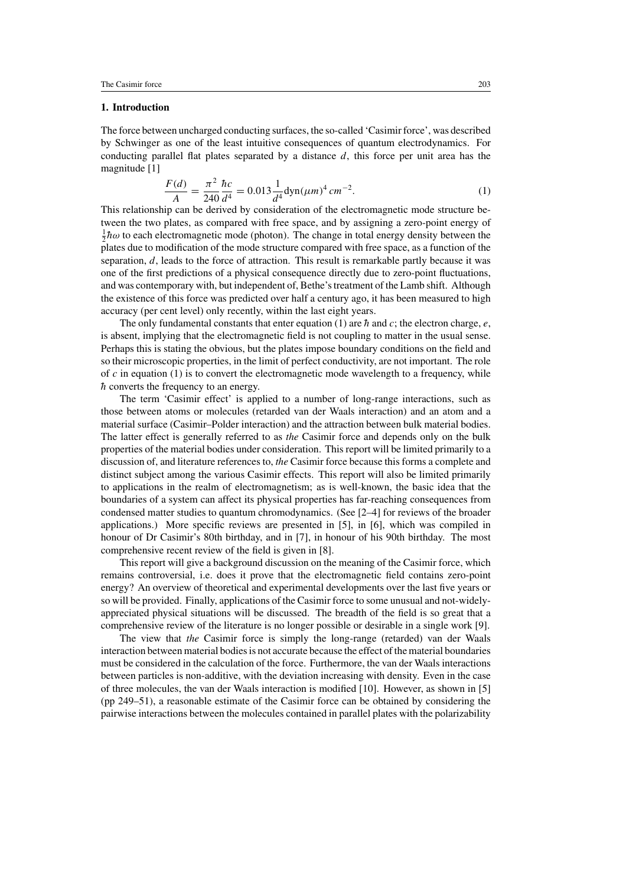## 1. Introduction

The force between uncharged conducting surfaces, the so-called 'Casimir force', was described by Schwinger as one of the least intuitive consequences of quantum electrodynamics. For conducting parallel flat plates separated by a distance $d$, this force per unit area has the magnitude [1]

$$\frac{F(d)}{A} = \frac{\pi^2}{240}\frac{\hbar c}{d^4} = 0.013\frac{1}{d^4}\mathrm{dyn}(\mu m)^4\, cm^{-2}. \tag{1}$$

This relationship can be derived by consideration of the electromagnetic mode structure between the two plates, as compared with free space, and by assigning a zero-point energy of $\frac{1}{2}\hbar\omega$ to each electromagnetic mode (photon). The change in total energy density between the plates due to modification of the mode structure compared with free space, as a function of the separation, $d$, leads to the force of attraction. This result is remarkable partly because it was one of the first predictions of a physical consequence directly due to zero-point fluctuations, and was contemporary with, but independent of, Bethe's treatment of the Lamb shift. Although the existence of this force was predicted over half a century ago, it has been measured to high accuracy (per cent level) only recently, within the last eight years.

The only fundamental constants that enter equation (1) are $\hbar$ and $c$; the electron charge, $e$, is absent, implying that the electromagnetic field is not coupling to matter in the usual sense. Perhaps this is stating the obvious, but the plates impose boundary conditions on the field and so their microscopic properties, in the limit of perfect conductivity, are not important. The role of $c$ in equation (1) is to convert the electromagnetic mode wavelength to a frequency, while $\hbar$ converts the frequency to an energy.

The term 'Casimir effect' is applied to a number of long-range interactions, such as those between atoms or molecules (retarded van der Waals interaction) and an atom and a material surface (Casimir–Polder interaction) and the attraction between bulk material bodies. The latter effect is generally referred to as *the* Casimir force and depends only on the bulk properties of the material bodies under consideration. This report will be limited primarily to a discussion of, and literature references to, *the* Casimir force because this forms a complete and distinct subject among the various Casimir effects. This report will also be limited primarily to applications in the realm of electromagnetism; as is well-known, the basic idea that the boundaries of a system can affect its physical properties has far-reaching consequences from condensed matter studies to quantum chromodynamics. (See [2–4] for reviews of the broader applications.) More specific reviews are presented in [5], in [6], which was compiled in honour of Dr Casimir's 80th birthday, and in [7], in honour of his 90th birthday. The most comprehensive recent review of the field is given in [8].

This report will give a background discussion on the meaning of the Casimir force, which remains controversial, i.e. does it prove that the electromagnetic field contains zero-point energy? An overview of theoretical and experimental developments over the last five years or so will be provided. Finally, applications of the Casimir force to some unusual and not-widely-appreciated physical situations will be discussed. The breadth of the field is so great that a comprehensive review of the literature is no longer possible or desirable in a single work [9].

The view that *the* Casimir force is simply the long-range (retarded) van der Waals interaction between material bodies is not accurate because the effect of the material boundaries must be considered in the calculation of the force. Furthermore, the van der Waals interactions between particles is non-additive, with the deviation increasing with density. Even in the case of three molecules, the van der Waals interaction is modified [10]. However, as shown in [5] (pp 249–51), a reasonable estimate of the Casimir force can be obtained by considering the pairwise interactions between the molecules contained in parallel plates with the polarizability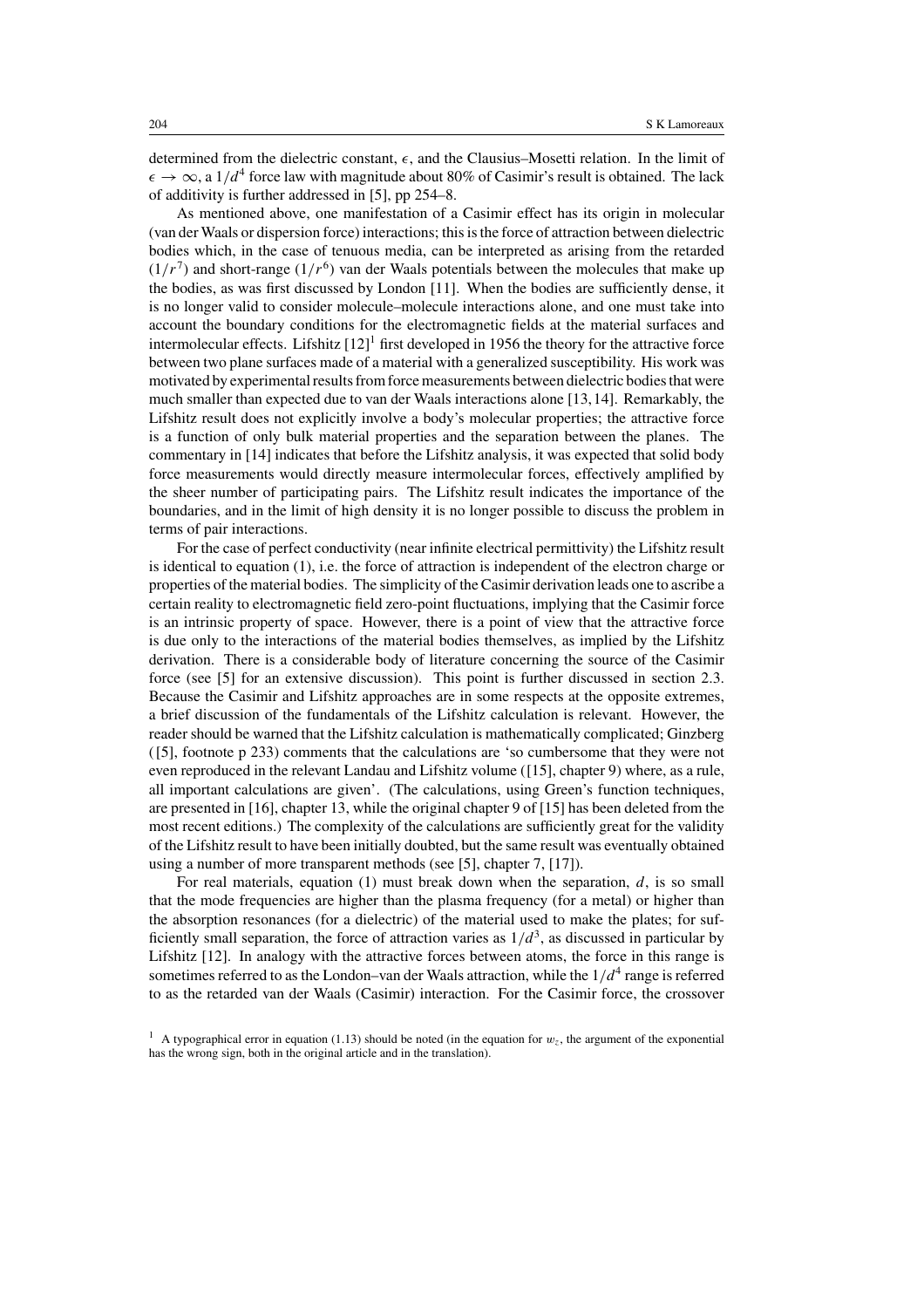determined from the dielectric constant, $\epsilon$, and the Clausius–Mosetti relation. In the limit of $\epsilon \to \infty$, a $1/d^4$ force law with magnitude about 80% of Casimir's result is obtained. The lack of additivity is further addressed in [5], pp 254–8.

As mentioned above, one manifestation of a Casimir effect has its origin in molecular (van der Waals or dispersion force) interactions; this is the force of attraction between dielectric bodies which, in the case of tenuous media, can be interpreted as arising from the retarded ($1/r^7$) and short-range ($1/r^6$) van der Waals potentials between the molecules that make up the bodies, as was first discussed by London [11]. When the bodies are sufficiently dense, it is no longer valid to consider molecule–molecule interactions alone, and one must take into account the boundary conditions for the electromagnetic fields at the material surfaces and intermolecular effects. Lifshitz [12][1] first developed in 1956 the theory for the attractive force between two plane surfaces made of a material with a generalized susceptibility. His work was motivated by experimental results from force measurements between dielectric bodies that were much smaller than expected due to van der Waals interactions alone [13, 14]. Remarkably, the Lifshitz result does not explicitly involve a body's molecular properties; the attractive force is a function of only bulk material properties and the separation between the planes. The commentary in [14] indicates that before the Lifshitz analysis, it was expected that solid body force measurements would directly measure intermolecular forces, effectively amplified by the sheer number of participating pairs. The Lifshitz result indicates the importance of the boundaries, and in the limit of high density it is no longer possible to discuss the problem in terms of pair interactions.

For the case of perfect conductivity (near infinite electrical permittivity) the Lifshitz result is identical to equation (1), i.e. the force of attraction is independent of the electron charge or properties of the material bodies. The simplicity of the Casimir derivation leads one to ascribe a certain reality to electromagnetic field zero-point fluctuations, implying that the Casimir force is an intrinsic property of space. However, there is a point of view that the attractive force is due only to the interactions of the material bodies themselves, as implied by the Lifshitz derivation. There is a considerable body of literature concerning the source of the Casimir force (see [5] for an extensive discussion). This point is further discussed in section 2.3. Because the Casimir and Lifshitz approaches are in some respects at the opposite extremes, a brief discussion of the fundamentals of the Lifshitz calculation is relevant. However, the reader should be warned that the Lifshitz calculation is mathematically complicated; Ginzberg ([5], footnote p 233) comments that the calculations are 'so cumbersome that they were not even reproduced in the relevant Landau and Lifshitz volume ([15], chapter 9) where, as a rule, all important calculations are given'. (The calculations, using Green's function techniques, are presented in [16], chapter 13, while the original chapter 9 of [15] has been deleted from the most recent editions.) The complexity of the calculations are sufficiently great for the validity of the Lifshitz result to have been initially doubted, but the same result was eventually obtained using a number of more transparent methods (see [5], chapter 7, [17]).

For real materials, equation (1) must break down when the separation, $d$, is so small that the mode frequencies are higher than the plasma frequency (for a metal) or higher than the absorption resonances (for a dielectric) of the material used to make the plates; for sufficiently small separation, the force of attraction varies as $1/d^3$, as discussed in particular by Lifshitz [12]. In analogy with the attractive forces between atoms, the force in this range is sometimes referred to as the London–van der Waals attraction, while the $1/d^4$ range is referred to as the retarded van der Waals (Casimir) interaction. For the Casimir force, the crossover

[1] A typographical error in equation (1.13) should be noted (in the equation for $w_z$, the argument of the exponential has the wrong sign, both in the original article and in the translation).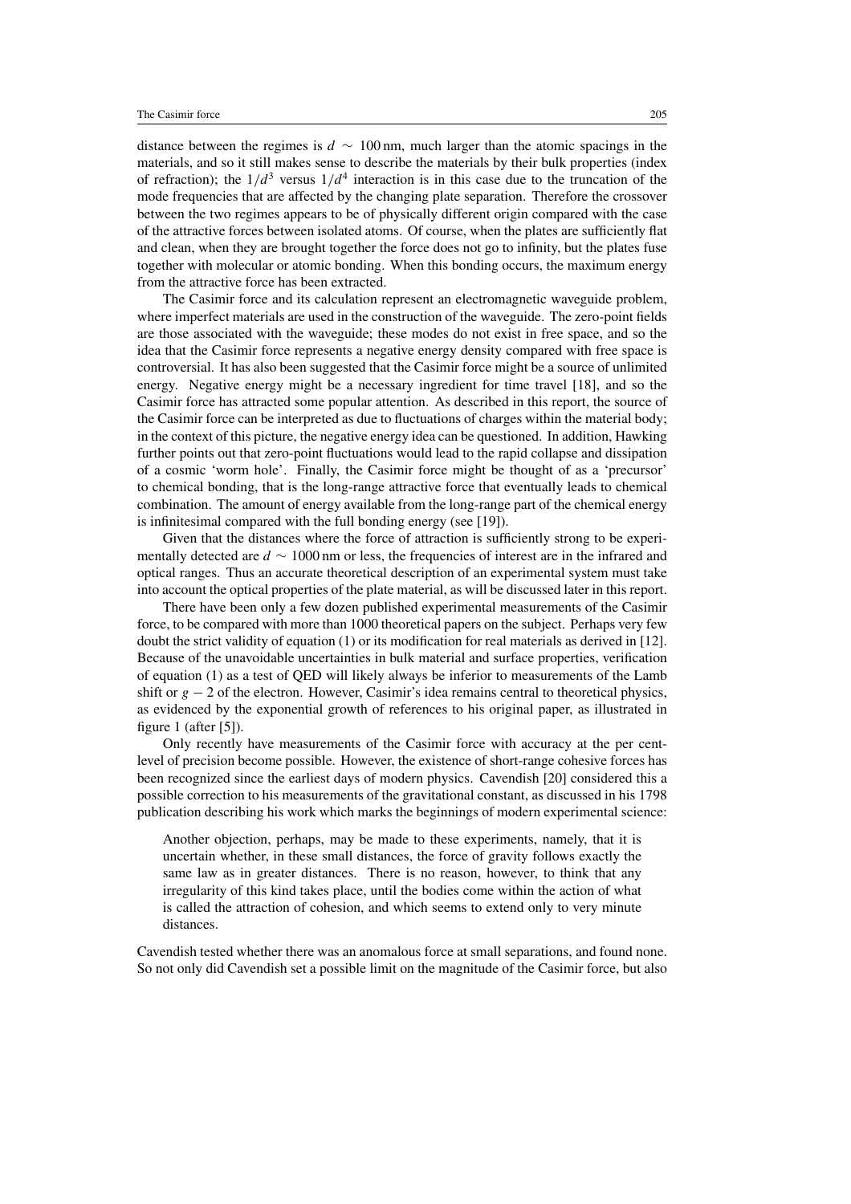distance between the regimes is $d \sim 100$ nm, much larger than the atomic spacings in the materials, and so it still makes sense to describe the materials by their bulk properties (index of refraction); the $1/d^3$ versus $1/d^4$ interaction is in this case due to the truncation of the mode frequencies that are affected by the changing plate separation. Therefore the crossover between the two regimes appears to be of physically different origin compared with the case of the attractive forces between isolated atoms. Of course, when the plates are sufficiently flat and clean, when they are brought together the force does not go to infinity, but the plates fuse together with molecular or atomic bonding. When this bonding occurs, the maximum energy from the attractive force has been extracted.

The Casimir force and its calculation represent an electromagnetic waveguide problem, where imperfect materials are used in the construction of the waveguide. The zero-point fields are those associated with the waveguide; these modes do not exist in free space, and so the idea that the Casimir force represents a negative energy density compared with free space is controversial. It has also been suggested that the Casimir force might be a source of unlimited energy. Negative energy might be a necessary ingredient for time travel [18], and so the Casimir force has attracted some popular attention. As described in this report, the source of the Casimir force can be interpreted as due to fluctuations of charges within the material body; in the context of this picture, the negative energy idea can be questioned. In addition, Hawking further points out that zero-point fluctuations would lead to the rapid collapse and dissipation of a cosmic 'worm hole'. Finally, the Casimir force might be thought of as a 'precursor' to chemical bonding, that is the long-range attractive force that eventually leads to chemical combination. The amount of energy available from the long-range part of the chemical energy is infinitesimal compared with the full bonding energy (see [19]).

Given that the distances where the force of attraction is sufficiently strong to be experimentally detected are $d \sim 1000$ nm or less, the frequencies of interest are in the infrared and optical ranges. Thus an accurate theoretical description of an experimental system must take into account the optical properties of the plate material, as will be discussed later in this report.

There have been only a few dozen published experimental measurements of the Casimir force, to be compared with more than 1000 theoretical papers on the subject. Perhaps very few doubt the strict validity of equation (1) or its modification for real materials as derived in [12]. Because of the unavoidable uncertainties in bulk material and surface properties, verification of equation (1) as a test of QED will likely always be inferior to measurements of the Lamb shift or $g - 2$ of the electron. However, Casimir's idea remains central to theoretical physics, as evidenced by the exponential growth of references to his original paper, as illustrated in figure 1 (after [5]).

Only recently have measurements of the Casimir force with accuracy at the per cent-level of precision become possible. However, the existence of short-range cohesive forces has been recognized since the earliest days of modern physics. Cavendish [20] considered this a possible correction to his measurements of the gravitational constant, as discussed in his 1798 publication describing his work which marks the beginnings of modern experimental science:

> Another objection, perhaps, may be made to these experiments, namely, that it is uncertain whether, in these small distances, the force of gravity follows exactly the same law as in greater distances. There is no reason, however, to think that any irregularity of this kind takes place, until the bodies come within the action of what is called the attraction of cohesion, and which seems to extend only to very minute distances.

Cavendish tested whether there was an anomalous force at small separations, and found none. So not only did Cavendish set a possible limit on the magnitude of the Casimir force, but also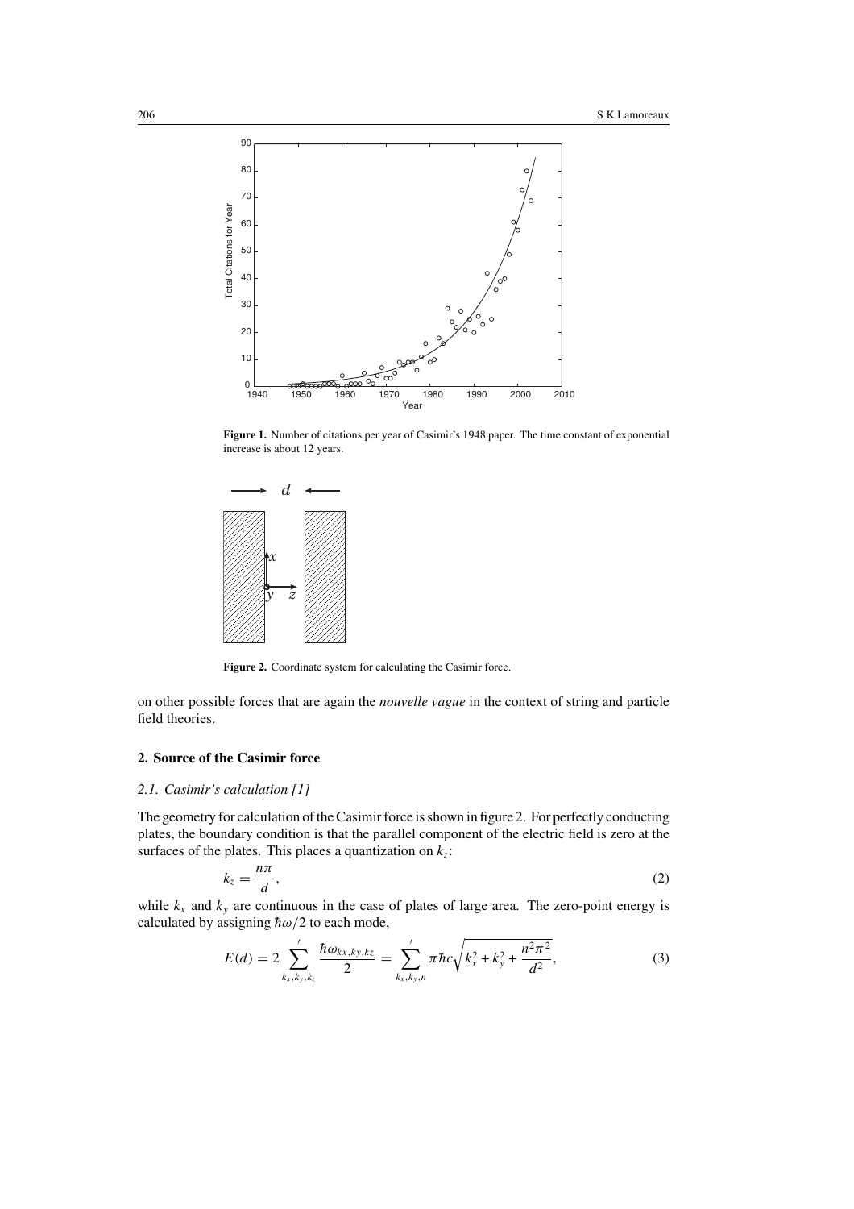Figure 1. Number of citations per year of Casimir's 1948 paper. The time constant of exponential increase is about 12 years.

Figure 2. Coordinate system for calculating the Casimir force.

on other possible forces that are again the *nouvelle vague* in the context of string and particle field theories.

## 2. Source of the Casimir force

### *2.1. Casimir's calculation [1]*

The geometry for calculation of the Casimir force is shown in figure 2. For perfectly conducting plates, the boundary condition is that the parallel component of the electric field is zero at the surfaces of the plates. This places a quantization on $k_z$:

$$k_z = \frac{n\pi}{d}, \tag{2}$$

while $k_x$ and $k_y$ are continuous in the case of plates of large area. The zero-point energy is calculated by assigning $\hbar\omega/2$ to each mode,

$$E(d) = 2 \sum_{k_x,k_y,k_z}{}^{'} \frac{\hbar\omega_{kx,ky,kz}}{2} = \sum_{k_x,k_y,n}{}^{'} \pi\hbar c\sqrt{k_x^2 + k_y^2 + \frac{n^2\pi^2}{d^2}}, \tag{3}$$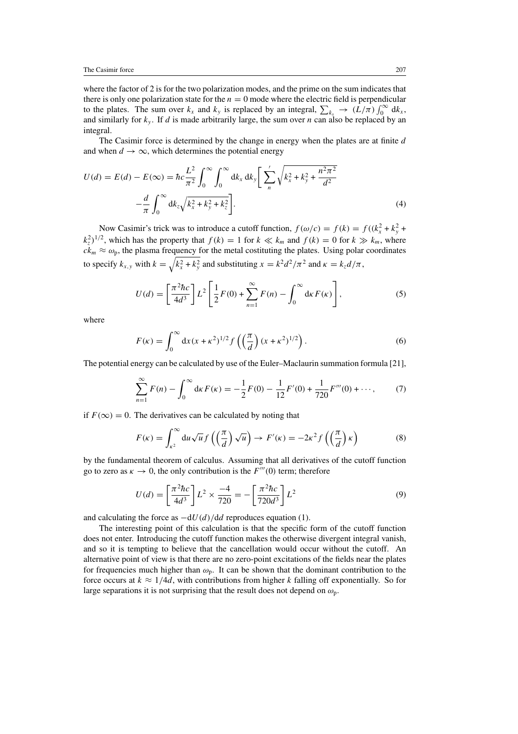where the factor of 2 is for the two polarization modes, and the prime on the sum indicates that there is only one polarization state for the $n = 0$ mode where the electric field is perpendicular to the plates. The sum over $k_x$ and $k_y$ is replaced by an integral, $\sum_{k_x} \to (L/\pi)\int_0^\infty \mathrm{d}k_x$, and similarly for $k_y$. If $d$ is made arbitrarily large, the sum over $n$ can also be replaced by an integral.

The Casimir force is determined by the change in energy when the plates are at finite $d$ and when $d \to \infty$, which determines the potential energy

$$U(d) = E(d) - E(\infty) = \hbar c \frac{L^2}{\pi^2} \int_0^\infty \int_0^\infty \mathrm{d}k_x\, \mathrm{d}k_y \Bigg[ \sum_n{}' \sqrt{k_x^2 + k_y^2 + \frac{n^2\pi^2}{d^2}} - \frac{d}{\pi} \int_0^\infty \mathrm{d}k_z \sqrt{k_x^2 + k_y^2 + k_z^2} \Bigg]. \tag{4}$$

Now Casimir's trick was to introduce a cutoff function, $f(\omega/c) = f(k) = f((k_x^2 + k_y^2 + k_z^2)^{1/2}$, which has the property that $f(k) = 1$ for $k \ll k_m$ and $f(k) = 0$ for $k \gg k_m$, where $ck_m \approx \omega_\mathrm{p}$, the plasma frequency for the metal costituting the plates. Using polar coordinates to specify $k_{x,y}$ with $k = \sqrt{k_x^2 + k_y^2}$ and substituting $x = k^2d^2/\pi^2$ and $\kappa = k_z d/\pi$,

$$U(d) = \left[\frac{\pi^2\hbar c}{4d^3}\right] L^2 \left[\frac{1}{2}F(0) + \sum_{n=1}^{\infty} F(n) - \int_0^\infty \mathrm{d}\kappa\, F(\kappa)\right], \tag{5}$$

where

$$F(\kappa) = \int_0^\infty \mathrm{d}x\, (x + \kappa^2)^{1/2} f\left(\left(\frac{\pi}{d}\right)(x + \kappa^2)^{1/2}\right). \tag{6}$$

The potential energy can be calculated by use of the Euler–Maclaurin summation formula [21],

$$\sum_{n=1}^{\infty} F(n) - \int_0^\infty \mathrm{d}\kappa\, F(\kappa) = -\frac{1}{2}F(0) - \frac{1}{12}F'(0) + \frac{1}{720}F'''(0) + \cdots, \tag{7}$$

if $F(\infty) = 0$. The derivatives can be calculated by noting that

$$F(\kappa) = \int_{\kappa^2}^\infty \mathrm{d}u \sqrt{u}\, f\left(\left(\frac{\pi}{d}\right)\sqrt{u}\right) \to F'(\kappa) = -2\kappa^2 f\left(\left(\frac{\pi}{d}\right)\kappa\right) \tag{8}$$

by the fundamental theorem of calculus. Assuming that all derivatives of the cutoff function go to zero as $\kappa \to 0$, the only contribution is the $F'''(0)$ term; therefore

$$U(d) = \left[\frac{\pi^2\hbar c}{4d^3}\right] L^2 \times \frac{-4}{720} = -\left[\frac{\pi^2\hbar c}{720d^3}\right] L^2 \tag{9}$$

and calculating the force as $-\mathrm{d}U(d)/\mathrm{d}d$ reproduces equation (1).

The interesting point of this calculation is that the specific form of the cutoff function does not enter. Introducing the cutoff function makes the otherwise divergent integral vanish, and so it is tempting to believe that the cancellation would occur without the cutoff. An alternative point of view is that there are no zero-point excitations of the fields near the plates for frequencies much higher than $\omega_\mathrm{p}$. It can be shown that the dominant contribution to the force occurs at $k \approx 1/4d$, with contributions from higher $k$ falling off exponentially. So for large separations it is not surprising that the result does not depend on $\omega_\mathrm{p}$.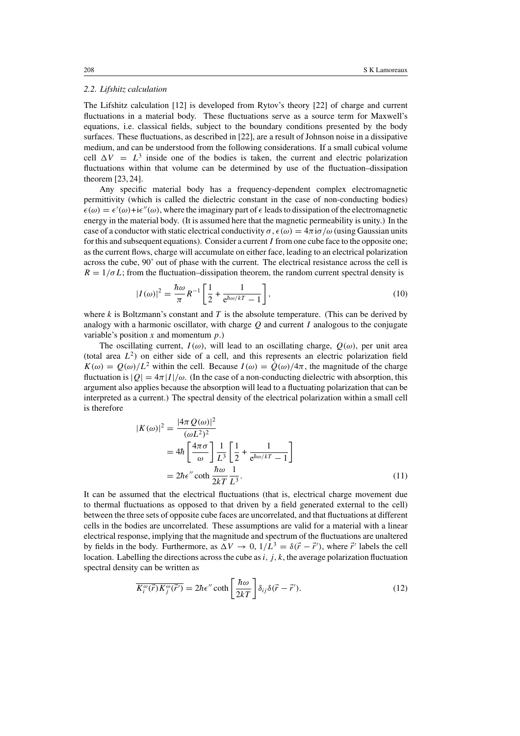### 2.2. Lifshitz calculation

The Lifshitz calculation [12] is developed from Rytov's theory [22] of charge and current fluctuations in a material body. These fluctuations serve as a source term for Maxwell's equations, i.e. classical fields, subject to the boundary conditions presented by the body surfaces. These fluctuations, as described in [22], are a result of Johnson noise in a dissipative medium, and can be understood from the following considerations. If a small cubical volume cell $\Delta V = L^3$ inside one of the bodies is taken, the current and electric polarization fluctuations within that volume can be determined by use of the fluctuation–dissipation theorem [23, 24].

Any specific material body has a frequency-dependent complex electromagnetic permittivity (which is called the dielectric constant in the case of non-conducting bodies) $\epsilon(\omega) = \epsilon'(\omega) + i\epsilon''(\omega)$, where the imaginary part of $\epsilon$ leads to dissipation of the electromagnetic energy in the material body. (It is assumed here that the magnetic permeability is unity.) In the case of a conductor with static electrical conductivity $\sigma$, $\epsilon(\omega) = 4\pi i\sigma/\omega$ (using Gaussian units for this and subsequent equations). Consider a current $I$ from one cube face to the opposite one; as the current flows, charge will accumulate on either face, leading to an electrical polarization across the cube, 90° out of phase with the current. The electrical resistance across the cell is $R = 1/\sigma L$; from the fluctuation–dissipation theorem, the random current spectral density is

$$|I(\omega)|^2 = \frac{\hbar\omega}{\pi} R^{-1} \left[ \frac{1}{2} + \frac{1}{e^{\hbar\omega/kT} - 1} \right], \tag{10}$$

where $k$ is Boltzmann's constant and $T$ is the absolute temperature. (This can be derived by analogy with a harmonic oscillator, with charge $Q$ and current $I$ analogous to the conjugate variable's position $x$ and momentum $p$.)

The oscillating current, $I(\omega)$, will lead to an oscillating charge, $Q(\omega)$, per unit area (total area $L^2$) on either side of a cell, and this represents an electric polarization field $K(\omega) = Q(\omega)/L^2$ within the cell. Because $I(\omega) = \dot{Q}(\omega)/4\pi$, the magnitude of the charge fluctuation is $|Q| = 4\pi|I|/\omega$. (In the case of a non-conducting dielectric with absorption, this argument also applies because the absorption will lead to a fluctuating polarization that can be interpreted as a current.) The spectral density of the electrical polarization within a small cell is therefore

$$\begin{aligned}
|K(\omega)|^2 &= \frac{|4\pi Q(\omega)|^2}{(\omega L^2)^2} \\
&= 4\hbar \left[ \frac{4\pi\sigma}{\omega} \right] \frac{1}{L^3} \left[ \frac{1}{2} + \frac{1}{e^{\hbar\omega/kT} - 1} \right] \\
&= 2\hbar\epsilon'' \coth \frac{\hbar\omega}{2kT} \frac{1}{L^3}.
\end{aligned} \tag{11}$$

It can be assumed that the electrical fluctuations (that is, electrical charge movement due to thermal fluctuations as opposed to that driven by a field generated external to the cell) between the three sets of opposite cube faces are uncorrelated, and that fluctuations at different cells in the bodies are uncorrelated. These assumptions are valid for a material with a linear electrical response, implying that the magnitude and spectrum of the fluctuations are unaltered by fields in the body. Furthermore, as $\Delta V \to 0$, $1/L^3 = \delta(\vec{r} - \vec{r}')$, where $\vec{r}'$ labels the cell location. Labelling the directions across the cube as $i, j, k$, the average polarization fluctuation spectral density can be written as

$$\overline{K_i^\omega(\vec{r}) K_j^\omega(\vec{r}')} = 2\hbar\epsilon'' \coth\left[\frac{\hbar\omega}{2kT}\right] \delta_{ij} \delta(\vec{r} - \vec{r}'). \tag{12}$$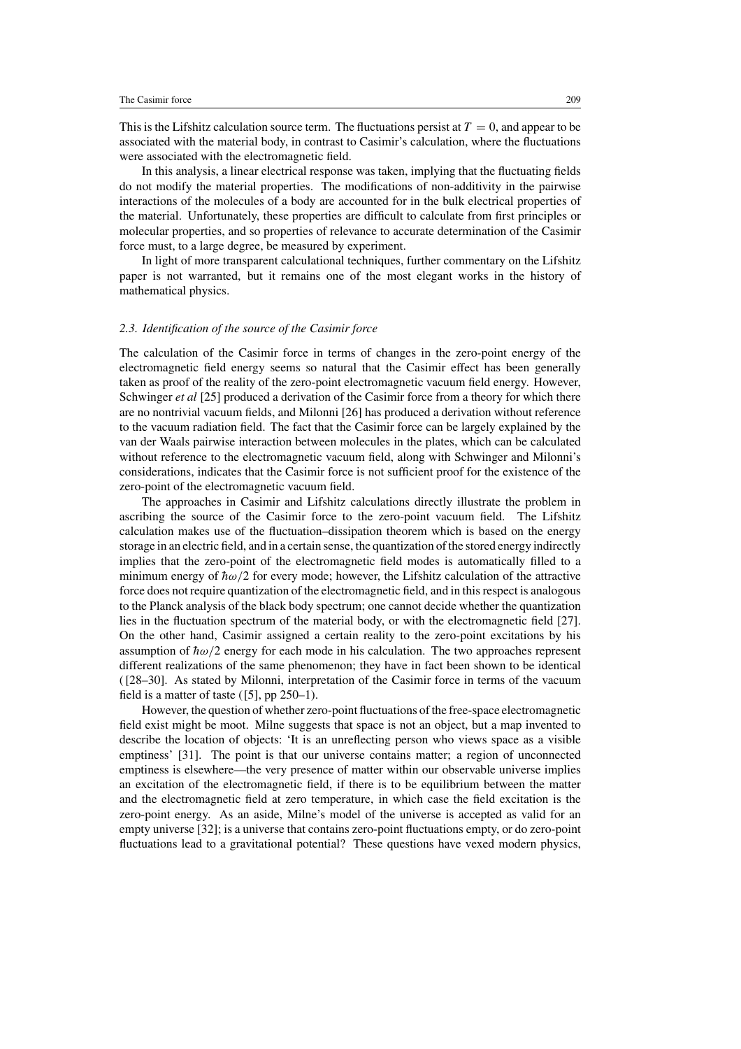This is the Lifshitz calculation source term. The fluctuations persist at $T = 0$, and appear to be associated with the material body, in contrast to Casimir's calculation, where the fluctuations were associated with the electromagnetic field.

In this analysis, a linear electrical response was taken, implying that the fluctuating fields do not modify the material properties. The modifications of non-additivity in the pairwise interactions of the molecules of a body are accounted for in the bulk electrical properties of the material. Unfortunately, these properties are difficult to calculate from first principles or molecular properties, and so properties of relevance to accurate determination of the Casimir force must, to a large degree, be measured by experiment.

In light of more transparent calculational techniques, further commentary on the Lifshitz paper is not warranted, but it remains one of the most elegant works in the history of mathematical physics.

### *2.3. Identification of the source of the Casimir force*

The calculation of the Casimir force in terms of changes in the zero-point energy of the electromagnetic field energy seems so natural that the Casimir effect has been generally taken as proof of the reality of the zero-point electromagnetic vacuum field energy. However, Schwinger *et al* [25] produced a derivation of the Casimir force from a theory for which there are no nontrivial vacuum fields, and Milonni [26] has produced a derivation without reference to the vacuum radiation field. The fact that the Casimir force can be largely explained by the van der Waals pairwise interaction between molecules in the plates, which can be calculated without reference to the electromagnetic vacuum field, along with Schwinger and Milonni's considerations, indicates that the Casimir force is not sufficient proof for the existence of the zero-point of the electromagnetic vacuum field.

The approaches in Casimir and Lifshitz calculations directly illustrate the problem in ascribing the source of the Casimir force to the zero-point vacuum field. The Lifshitz calculation makes use of the fluctuation–dissipation theorem which is based on the energy storage in an electric field, and in a certain sense, the quantization of the stored energy indirectly implies that the zero-point of the electromagnetic field modes is automatically filled to a minimum energy of $\hbar\omega/2$ for every mode; however, the Lifshitz calculation of the attractive force does not require quantization of the electromagnetic field, and in this respect is analogous to the Planck analysis of the black body spectrum; one cannot decide whether the quantization lies in the fluctuation spectrum of the material body, or with the electromagnetic field [27]. On the other hand, Casimir assigned a certain reality to the zero-point excitations by his assumption of $\hbar\omega/2$ energy for each mode in his calculation. The two approaches represent different realizations of the same phenomenon; they have in fact been shown to be identical ([28–30]. As stated by Milonni, interpretation of the Casimir force in terms of the vacuum field is a matter of taste ([5], pp 250–1).

However, the question of whether zero-point fluctuations of the free-space electromagnetic field exist might be moot. Milne suggests that space is not an object, but a map invented to describe the location of objects: 'It is an unreflecting person who views space as a visible emptiness' [31]. The point is that our universe contains matter; a region of unconnected emptiness is elsewhere—the very presence of matter within our observable universe implies an excitation of the electromagnetic field, if there is to be equilibrium between the matter and the electromagnetic field at zero temperature, in which case the field excitation is the zero-point energy. As an aside, Milne's model of the universe is accepted as valid for an empty universe [32]; is a universe that contains zero-point fluctuations empty, or do zero-point fluctuations lead to a gravitational potential? These questions have vexed modern physics,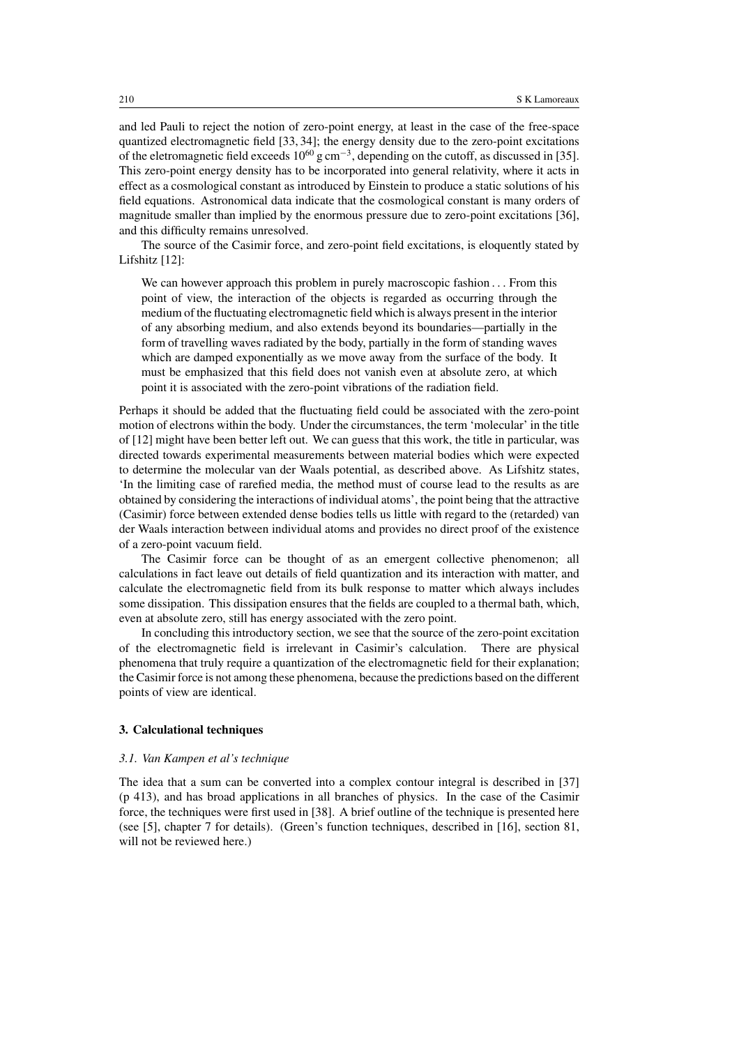and led Pauli to reject the notion of zero-point energy, at least in the case of the free-space quantized electromagnetic field [33, 34]; the energy density due to the zero-point excitations of the eletromagnetic field exceeds $10^{60}$ g cm$^{-3}$, depending on the cutoff, as discussed in [35]. This zero-point energy density has to be incorporated into general relativity, where it acts in effect as a cosmological constant as introduced by Einstein to produce a static solutions of his field equations. Astronomical data indicate that the cosmological constant is many orders of magnitude smaller than implied by the enormous pressure due to zero-point excitations [36], and this difficulty remains unresolved.

The source of the Casimir force, and zero-point field excitations, is eloquently stated by Lifshitz [12]:

> We can however approach this problem in purely macroscopic fashion . . . From this point of view, the interaction of the objects is regarded as occurring through the medium of the fluctuating electromagnetic field which is always present in the interior of any absorbing medium, and also extends beyond its boundaries—partially in the form of travelling waves radiated by the body, partially in the form of standing waves which are damped exponentially as we move away from the surface of the body. It must be emphasized that this field does not vanish even at absolute zero, at which point it is associated with the zero-point vibrations of the radiation field.

Perhaps it should be added that the fluctuating field could be associated with the zero-point motion of electrons within the body. Under the circumstances, the term 'molecular' in the title of [12] might have been better left out. We can guess that this work, the title in particular, was directed towards experimental measurements between material bodies which were expected to determine the molecular van der Waals potential, as described above. As Lifshitz states, 'In the limiting case of rarefied media, the method must of course lead to the results as are obtained by considering the interactions of individual atoms', the point being that the attractive (Casimir) force between extended dense bodies tells us little with regard to the (retarded) van der Waals interaction between individual atoms and provides no direct proof of the existence of a zero-point vacuum field.

The Casimir force can be thought of as an emergent collective phenomenon; all calculations in fact leave out details of field quantization and its interaction with matter, and calculate the electromagnetic field from its bulk response to matter which always includes some dissipation. This dissipation ensures that the fields are coupled to a thermal bath, which, even at absolute zero, still has energy associated with the zero point.

In concluding this introductory section, we see that the source of the zero-point excitation of the electromagnetic field is irrelevant in Casimir's calculation. There are physical phenomena that truly require a quantization of the electromagnetic field for their explanation; the Casimir force is not among these phenomena, because the predictions based on the different points of view are identical.

## 3. Calculational techniques

### *3.1. Van Kampen et al's technique*

The idea that a sum can be converted into a complex contour integral is described in [37] (p 413), and has broad applications in all branches of physics. In the case of the Casimir force, the techniques were first used in [38]. A brief outline of the technique is presented here (see [5], chapter 7 for details). (Green's function techniques, described in [16], section 81, will not be reviewed here.)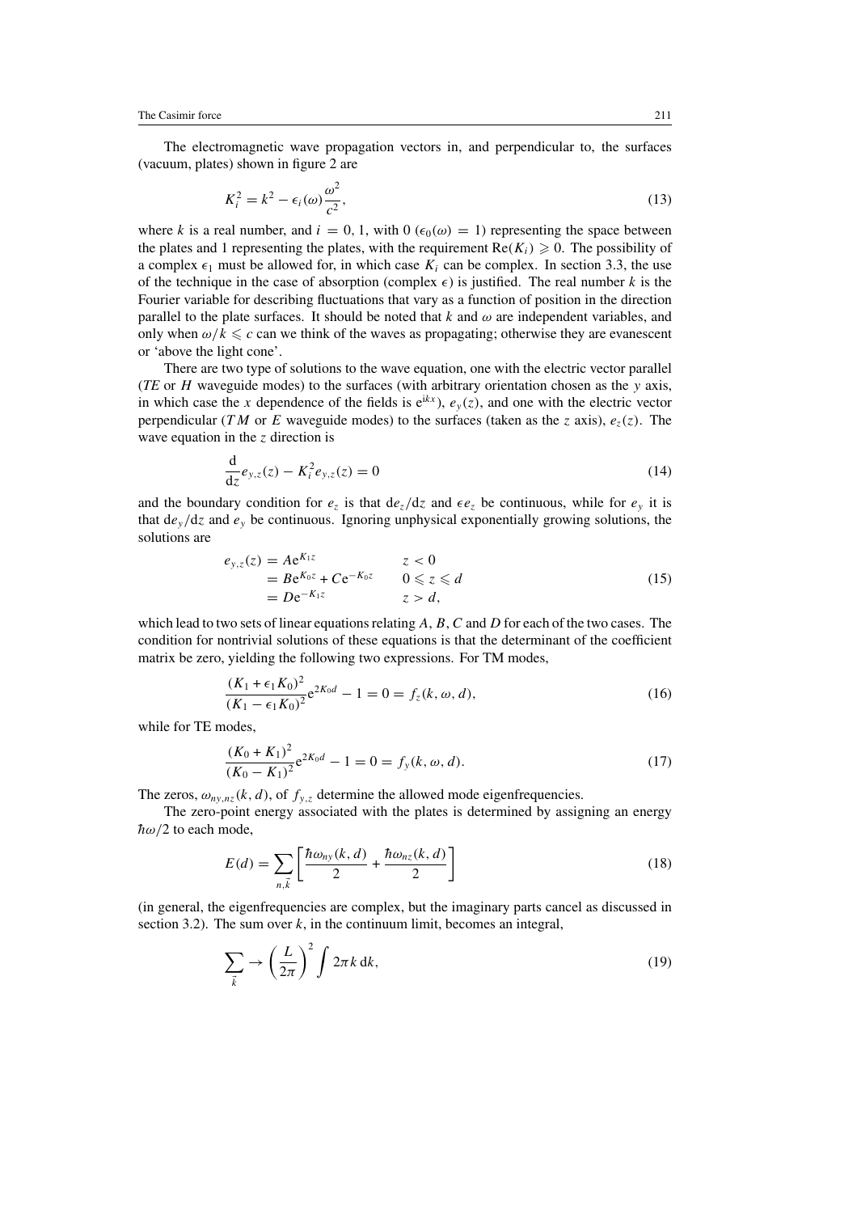The electromagnetic wave propagation vectors in, and perpendicular to, the surfaces (vacuum, plates) shown in figure 2 are

$$K_i^2 = k^2 - \epsilon_i(\omega)\frac{\omega^2}{c^2}, \tag{13}$$

where $k$ is a real number, and $i = 0, 1$, with 0 ($\epsilon_0(\omega) = 1$) representing the space between the plates and 1 representing the plates, with the requirement $\mathrm{Re}(K_i) \geqslant 0$. The possibility of a complex $\epsilon_1$ must be allowed for, in which case $K_i$ can be complex. In section 3.3, the use of the technique in the case of absorption (complex $\epsilon$) is justified. The real number $k$ is the Fourier variable for describing fluctuations that vary as a function of position in the direction parallel to the plate surfaces. It should be noted that $k$ and $\omega$ are independent variables, and only when $\omega/k \leqslant c$ can we think of the waves as propagating; otherwise they are evanescent or 'above the light cone'.

There are two type of solutions to the wave equation, one with the electric vector parallel (*TE* or *H* waveguide modes) to the surfaces (with arbitrary orientation chosen as the $y$ axis, in which case the $x$ dependence of the fields is $\mathrm{e}^{\mathrm{i}kx}$), $e_y(z)$, and one with the electric vector perpendicular (*TM* or *E* waveguide modes) to the surfaces (taken as the $z$ axis), $e_z(z)$. The wave equation in the $z$ direction is

$$\frac{\mathrm{d}}{\mathrm{d}z}e_{y,z}(z) - K_i^2 e_{y,z}(z) = 0 \tag{14}$$

and the boundary condition for $e_z$ is that $\mathrm{d}e_z/\mathrm{d}z$ and $\epsilon e_z$ be continuous, while for $e_y$ it is that $\mathrm{d}e_y/\mathrm{d}z$ and $e_y$ be continuous. Ignoring unphysical exponentially growing solutions, the solutions are

$$\begin{aligned} e_{y,z}(z) &= A\mathrm{e}^{K_1 z} && z < 0 \\ &= B\mathrm{e}^{K_0 z} + C\mathrm{e}^{-K_0 z} && 0 \leqslant z \leqslant d \\ &= D\mathrm{e}^{-K_1 z} && z > d, \end{aligned} \tag{15}$$

which lead to two sets of linear equations relating $A$, $B$, $C$ and $D$ for each of the two cases. The condition for nontrivial solutions of these equations is that the determinant of the coefficient matrix be zero, yielding the following two expressions. For TM modes,

$$\frac{(K_1 + \epsilon_1 K_0)^2}{(K_1 - \epsilon_1 K_0)^2}\mathrm{e}^{2K_0 d} - 1 = 0 = f_z(k, \omega, d), \tag{16}$$

while for TE modes,

$$\frac{(K_0 + K_1)^2}{(K_0 - K_1)^2}\mathrm{e}^{2K_0 d} - 1 = 0 = f_y(k, \omega, d). \tag{17}$$

The zeros, $\omega_{ny,nz}(k, d)$, of $f_{y,z}$ determine the allowed mode eigenfrequencies.

The zero-point energy associated with the plates is determined by assigning an energy $\hbar\omega/2$ to each mode,

$$E(d) = \sum_{n,\vec{k}} \left[\frac{\hbar\omega_{ny}(k, d)}{2} + \frac{\hbar\omega_{nz}(k, d)}{2}\right] \tag{18}$$

(in general, the eigenfrequencies are complex, but the imaginary parts cancel as discussed in section 3.2). The sum over $k$, in the continuum limit, becomes an integral,

$$\sum_{\vec{k}} \rightarrow \left(\frac{L}{2\pi}\right)^2 \int 2\pi k\,\mathrm{d}k, \tag{19}$$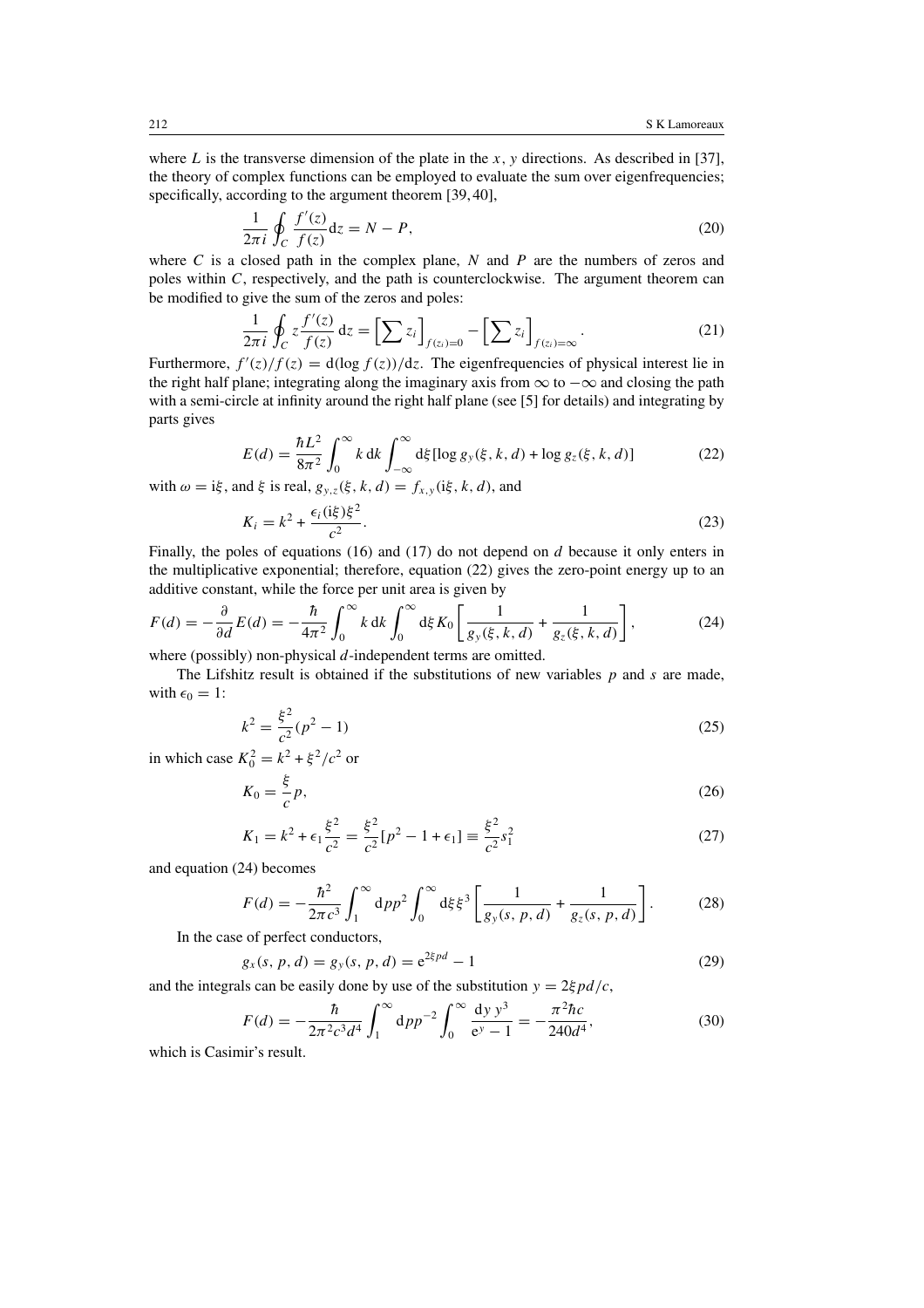where $L$ is the transverse dimension of the plate in the $x$, $y$ directions. As described in [37], the theory of complex functions can be employed to evaluate the sum over eigenfrequencies; specifically, according to the argument theorem [39, 40],

$$\frac{1}{2\pi i}\oint_C \frac{f'(z)}{f(z)}\mathrm{d}z = N - P, \tag{20}$$

where $C$ is a closed path in the complex plane, $N$ and $P$ are the numbers of zeros and poles within $C$, respectively, and the path is counterclockwise. The argument theorem can be modified to give the sum of the zeros and poles:

$$\frac{1}{2\pi i}\oint_C z\frac{f'(z)}{f(z)}\,\mathrm{d}z = \left[\sum z_i\right]_{f(z_i)=0} - \left[\sum z_i\right]_{f(z_i)=\infty}. \tag{21}$$

Furthermore, $f'(z)/f(z) = \mathrm{d}(\log f(z))/\mathrm{d}z$. The eigenfrequencies of physical interest lie in the right half plane; integrating along the imaginary axis from $\infty$ to $-\infty$ and closing the path with a semi-circle at infinity around the right half plane (see [5] for details) and integrating by parts gives

$$E(d) = \frac{\hbar L^2}{8\pi^2}\int_0^\infty k\,\mathrm{d}k\int_{-\infty}^{\infty}\mathrm{d}\xi[\log g_y(\xi,k,d) + \log g_z(\xi,k,d)] \tag{22}$$

with $\omega = \mathrm{i}\xi$, and $\xi$ is real, $g_{y,z}(\xi,k,d) = f_{x,y}(\mathrm{i}\xi,k,d)$, and

$$K_i = k^2 + \frac{\epsilon_i(\mathrm{i}\xi)\xi^2}{c^2}. \tag{23}$$

Finally, the poles of equations (16) and (17) do not depend on $d$ because it only enters in the multiplicative exponential; therefore, equation (22) gives the zero-point energy up to an additive constant, while the force per unit area is given by

$$F(d) = -\frac{\partial}{\partial d}E(d) = -\frac{\hbar}{4\pi^2}\int_0^\infty k\,\mathrm{d}k\int_0^\infty \mathrm{d}\xi\, K_0\left[\frac{1}{g_y(\xi,k,d)} + \frac{1}{g_z(\xi,k,d)}\right], \tag{24}$$

where (possibly) non-physical $d$-independent terms are omitted.

The Lifshitz result is obtained if the substitutions of new variables $p$ and $s$ are made, with $\epsilon_0 = 1$:

$$k^2 = \frac{\xi^2}{c^2}(p^2-1) \tag{25}$$

in which case $K_0^2 = k^2 + \xi^2/c^2$ or

$$K_0 = \frac{\xi}{c}p, \tag{26}$$

$$K_1 = k^2 + \epsilon_1\frac{\xi^2}{c^2} = \frac{\xi^2}{c^2}[p^2 - 1 + \epsilon_1] \equiv \frac{\xi^2}{c^2}s_1^2 \tag{27}$$

and equation (24) becomes

$$F(d) = -\frac{\hbar^2}{2\pi c^3}\int_1^\infty \mathrm{d}p p^2\int_0^\infty \mathrm{d}\xi\,\xi^3\left[\frac{1}{g_y(s,p,d)} + \frac{1}{g_z(s,p,d)}\right]. \tag{28}$$

In the case of perfect conductors,

$$g_x(s,p,d) = g_y(s,p,d) = \mathrm{e}^{2\xi p d} - 1 \tag{29}$$

and the integrals can be easily done by use of the substitution $y = 2\xi p d/c$,

$$F(d) = -\frac{\hbar}{2\pi^2 c^3 d^4}\int_1^\infty \mathrm{d}p p^{-2}\int_0^\infty \frac{\mathrm{d}y\, y^3}{\mathrm{e}^y - 1} = -\frac{\pi^2\hbar c}{240 d^4}, \tag{30}$$

which is Casimir's result.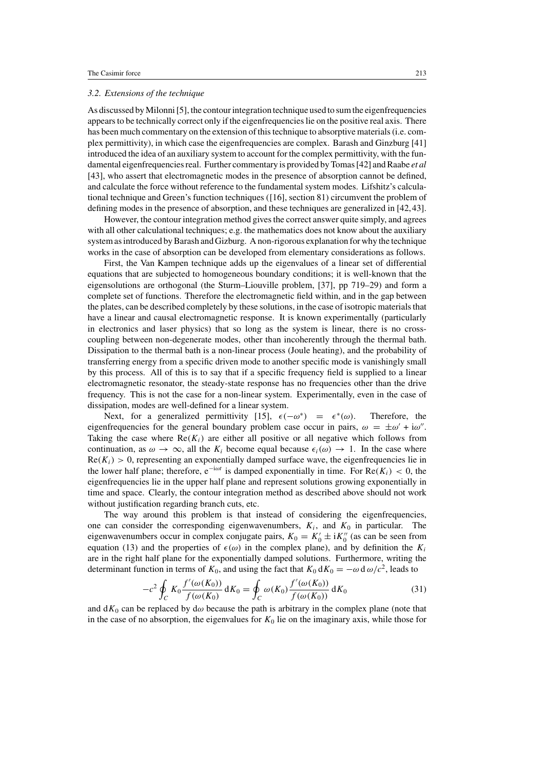### 3.2. Extensions of the technique

As discussed by Milonni [5], the contour integration technique used to sum the eigenfrequencies appears to be technically correct only if the eigenfrequencies lie on the positive real axis. There has been much commentary on the extension of this technique to absorptive materials (i.e. complex permittivity), in which case the eigenfrequencies are complex. Barash and Ginzburg [41] introduced the idea of an auxiliary system to account for the complex permittivity, with the fundamental eigenfrequencies real. Further commentary is provided by Tomas [42] and Raabe *et al* [43], who assert that electromagnetic modes in the presence of absorption cannot be defined, and calculate the force without reference to the fundamental system modes. Lifshitz's calculational technique and Green's function techniques ([16], section 81) circumvent the problem of defining modes in the presence of absorption, and these techniques are generalized in [42, 43].

However, the contour integration method gives the correct answer quite simply, and agrees with all other calculational techniques; e.g. the mathematics does not know about the auxiliary system as introduced by Barash and Gizburg. A non-rigorous explanation for why the technique works in the case of absorption can be developed from elementary considerations as follows.

First, the Van Kampen technique adds up the eigenvalues of a linear set of differential equations that are subjected to homogeneous boundary conditions; it is well-known that the eigensolutions are orthogonal (the Sturm–Liouville problem, [37], pp 719–29) and form a complete set of functions. Therefore the electromagnetic field within, and in the gap between the plates, can be described completely by these solutions, in the case of isotropic materials that have a linear and causal electromagnetic response. It is known experimentally (particularly in electronics and laser physics) that so long as the system is linear, there is no cross-coupling between non-degenerate modes, other than incoherently through the thermal bath. Dissipation to the thermal bath is a non-linear process (Joule heating), and the probability of transferring energy from a specific driven mode to another specific mode is vanishingly small by this process. All of this is to say that if a specific frequency field is supplied to a linear electromagnetic resonator, the steady-state response has no frequencies other than the drive frequency. This is not the case for a non-linear system. Experimentally, even in the case of dissipation, modes are well-defined for a linear system.

Next, for a generalized permittivity [15], $\epsilon(-\omega^*) = \epsilon^*(\omega)$. Therefore, the eigenfrequencies for the general boundary problem case occur in pairs, $\omega = \pm\omega' + \mathrm{i}\omega''$. Taking the case where $\mathrm{Re}(K_i)$ are either all positive or all negative which follows from continuation, as $\omega \to \infty$, all the $K_i$ become equal because $\epsilon_i(\omega) \to 1$. In the case where $\mathrm{Re}(K_i) > 0$, representing an exponentially damped surface wave, the eigenfrequencies lie in the lower half plane; therefore, $\mathrm{e}^{-\mathrm{i}\omega t}$ is damped exponentially in time. For $\mathrm{Re}(K_i) < 0$, the eigenfrequencies lie in the upper half plane and represent solutions growing exponentially in time and space. Clearly, the contour integration method as described above should not work without justification regarding branch cuts, etc.

The way around this problem is that instead of considering the eigenfrequencies, one can consider the corresponding eigenwavenumbers, $K_i$, and $K_0$ in particular. The eigenwavenumbers occur in complex conjugate pairs, $K_0 = K_0' \pm \mathrm{i}K_0''$ (as can be seen from equation (13) and the properties of $\epsilon(\omega)$ in the complex plane), and by definition the $K_i$ are in the right half plane for the exponentially damped solutions. Furthermore, writing the determinant function in terms of $K_0$, and using the fact that $K_0\,\mathrm{d}K_0 = -\omega\,\mathrm{d}\,\omega/c^2$, leads to

$$-c^2 \oint_C K_0 \frac{f'(\omega(K_0))}{f(\omega(K_0))}\,\mathrm{d}K_0 = \oint_C \omega(K_0) \frac{f'(\omega(K_0))}{f(\omega(K_0))}\,\mathrm{d}K_0 \tag{31}$$

and $\mathrm{d}K_0$ can be replaced by $\mathrm{d}\omega$ because the path is arbitrary in the complex plane (note that in the case of no absorption, the eigenvalues for $K_0$ lie on the imaginary axis, while those for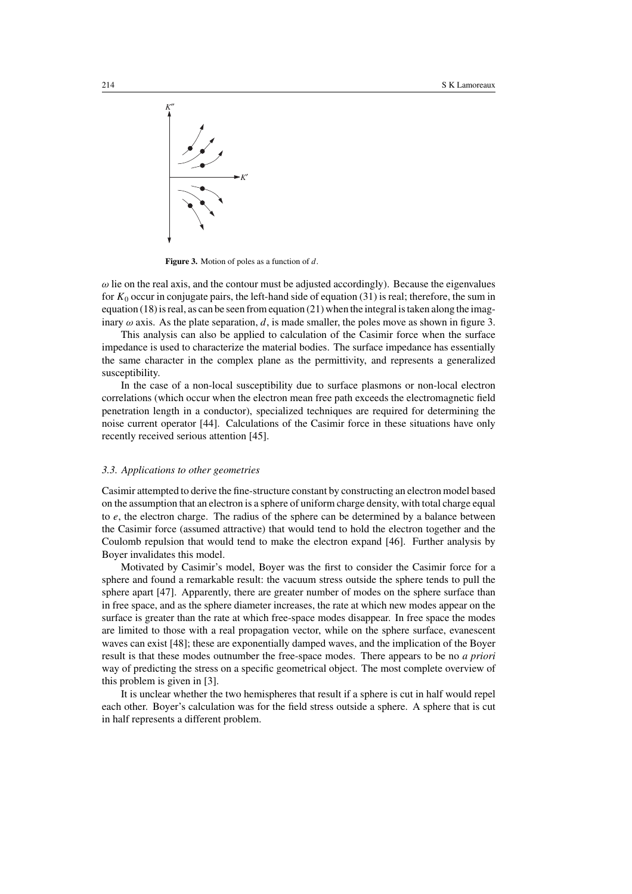**Figure 3.** Motion of poles as a function of $d$.

$\omega$ lie on the real axis, and the contour must be adjusted accordingly). Because the eigenvalues for $K_0$ occur in conjugate pairs, the left-hand side of equation (31) is real; therefore, the sum in equation (18) is real, as can be seen from equation (21) when the integral is taken along the imaginary $\omega$ axis. As the plate separation, $d$, is made smaller, the poles move as shown in figure 3.

This analysis can also be applied to calculation of the Casimir force when the surface impedance is used to characterize the material bodies. The surface impedance has essentially the same character in the complex plane as the permittivity, and represents a generalized susceptibility.

In the case of a non-local susceptibility due to surface plasmons or non-local electron correlations (which occur when the electron mean free path exceeds the electromagnetic field penetration length in a conductor), specialized techniques are required for determining the noise current operator [44]. Calculations of the Casimir force in these situations have only recently received serious attention [45].

### *3.3. Applications to other geometries*

Casimir attempted to derive the fine-structure constant by constructing an electron model based on the assumption that an electron is a sphere of uniform charge density, with total charge equal to $e$, the electron charge. The radius of the sphere can be determined by a balance between the Casimir force (assumed attractive) that would tend to hold the electron together and the Coulomb repulsion that would tend to make the electron expand [46]. Further analysis by Boyer invalidates this model.

Motivated by Casimir's model, Boyer was the first to consider the Casimir force for a sphere and found a remarkable result: the vacuum stress outside the sphere tends to pull the sphere apart [47]. Apparently, there are greater number of modes on the sphere surface than in free space, and as the sphere diameter increases, the rate at which new modes appear on the surface is greater than the rate at which free-space modes disappear. In free space the modes are limited to those with a real propagation vector, while on the sphere surface, evanescent waves can exist [48]; these are exponentially damped waves, and the implication of the Boyer result is that these modes outnumber the free-space modes. There appears to be no *a priori* way of predicting the stress on a specific geometrical object. The most complete overview of this problem is given in [3].

It is unclear whether the two hemispheres that result if a sphere is cut in half would repel each other. Boyer's calculation was for the field stress outside a sphere. A sphere that is cut in half represents a different problem.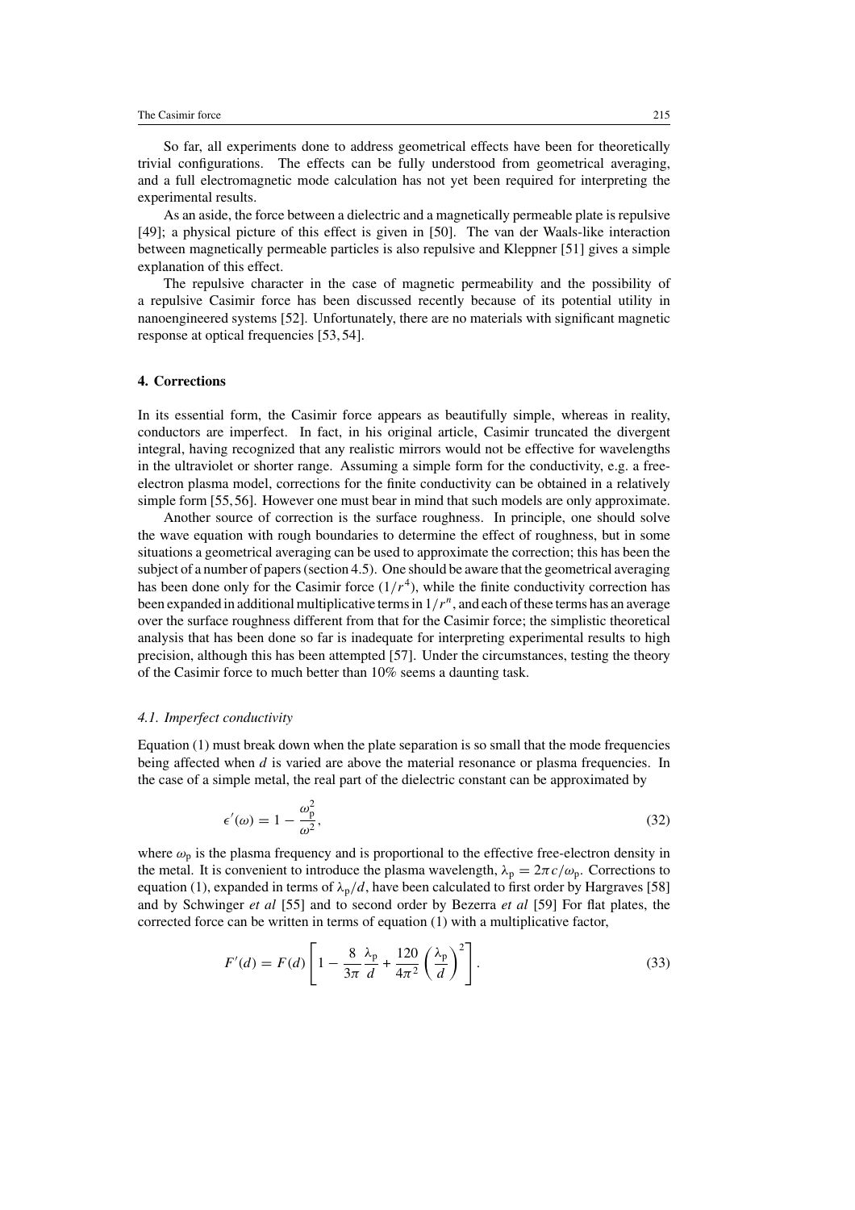So far, all experiments done to address geometrical effects have been for theoretically trivial configurations. The effects can be fully understood from geometrical averaging, and a full electromagnetic mode calculation has not yet been required for interpreting the experimental results.

As an aside, the force between a dielectric and a magnetically permeable plate is repulsive [49]; a physical picture of this effect is given in [50]. The van der Waals-like interaction between magnetically permeable particles is also repulsive and Kleppner [51] gives a simple explanation of this effect.

The repulsive character in the case of magnetic permeability and the possibility of a repulsive Casimir force has been discussed recently because of its potential utility in nanoengineered systems [52]. Unfortunately, there are no materials with significant magnetic response at optical frequencies [53, 54].

## 4. Corrections

In its essential form, the Casimir force appears as beautifully simple, whereas in reality, conductors are imperfect. In fact, in his original article, Casimir truncated the divergent integral, having recognized that any realistic mirrors would not be effective for wavelengths in the ultraviolet or shorter range. Assuming a simple form for the conductivity, e.g. a free-electron plasma model, corrections for the finite conductivity can be obtained in a relatively simple form [55, 56]. However one must bear in mind that such models are only approximate.

Another source of correction is the surface roughness. In principle, one should solve the wave equation with rough boundaries to determine the effect of roughness, but in some situations a geometrical averaging can be used to approximate the correction; this has been the subject of a number of papers (section 4.5). One should be aware that the geometrical averaging has been done only for the Casimir force ($1/r^4$), while the finite conductivity correction has been expanded in additional multiplicative terms in $1/r^n$, and each of these terms has an average over the surface roughness different from that for the Casimir force; the simplistic theoretical analysis that has been done so far is inadequate for interpreting experimental results to high precision, although this has been attempted [57]. Under the circumstances, testing the theory of the Casimir force to much better than 10% seems a daunting task.

### *4.1. Imperfect conductivity*

Equation (1) must break down when the plate separation is so small that the mode frequencies being affected when $d$ is varied are above the material resonance or plasma frequencies. In the case of a simple metal, the real part of the dielectric constant can be approximated by

$$\epsilon'(\omega) = 1 - \frac{\omega_p^2}{\omega^2}, \tag{32}$$

where $\omega_p$ is the plasma frequency and is proportional to the effective free-electron density in the metal. It is convenient to introduce the plasma wavelength, $\lambda_p = 2\pi c/\omega_p$. Corrections to equation (1), expanded in terms of $\lambda_p/d$, have been calculated to first order by Hargraves [58] and by Schwinger *et al* [55] and to second order by Bezerra *et al* [59] For flat plates, the corrected force can be written in terms of equation (1) with a multiplicative factor,

$$F'(d) = F(d)\left[1 - \frac{8}{3\pi}\frac{\lambda_p}{d} + \frac{120}{4\pi^2}\left(\frac{\lambda_p}{d}\right)^2\right]. \tag{33}$$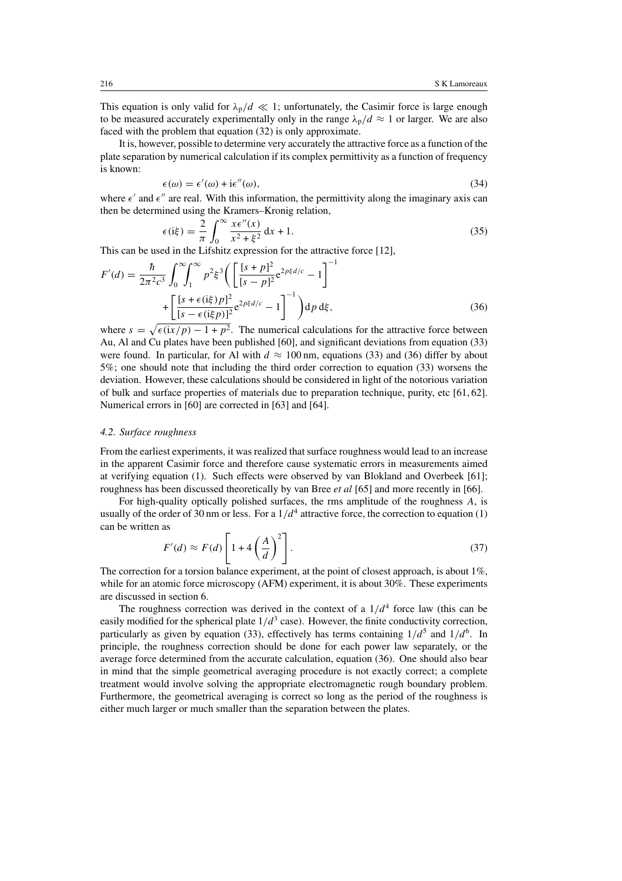This equation is only valid for $\lambda_p/d \ll 1$; unfortunately, the Casimir force is large enough to be measured accurately experimentally only in the range $\lambda_p/d \approx 1$ or larger. We are also faced with the problem that equation (32) is only approximate.

It is, however, possible to determine very accurately the attractive force as a function of the plate separation by numerical calculation if its complex permittivity as a function of frequency is known:

$$\epsilon(\omega) = \epsilon'(\omega) + \mathrm{i}\epsilon''(\omega), \tag{34}$$

where $\epsilon'$ and $\epsilon''$ are real. With this information, the permittivity along the imaginary axis can then be determined using the Kramers–Kronig relation,

$$\epsilon(\mathrm{i}\xi) = \frac{2}{\pi}\int_0^\infty \frac{x\epsilon''(x)}{x^2+\xi^2}\,\mathrm{d}x + 1. \tag{35}$$

This can be used in the Lifshitz expression for the attractive force [12],

$$F'(d) = \frac{\hbar}{2\pi^2 c^3}\int_0^\infty\!\!\int_1^\infty p^2\xi^3\left(\left[\frac{[s+p]^2}{[s-p]^2}\mathrm{e}^{2p\xi d/c}-1\right]^{-1} + \left[\frac{[s+\epsilon(\mathrm{i}\xi)p]^2}{[s-\epsilon(\mathrm{i}\xi p)]^2}\mathrm{e}^{2p\xi d/c}-1\right]^{-1}\right)\mathrm{d}p\,\mathrm{d}\xi, \tag{36}$$

where $s = \sqrt{\epsilon(\mathrm{i}x/p) - 1 + p^2}$. The numerical calculations for the attractive force between Au, Al and Cu plates have been published [60], and significant deviations from equation (33) were found. In particular, for Al with $d \approx 100$ nm, equations (33) and (36) differ by about 5%; one should note that including the third order correction to equation (33) worsens the deviation. However, these calculations should be considered in light of the notorious variation of bulk and surface properties of materials due to preparation technique, purity, etc [61, 62]. Numerical errors in [60] are corrected in [63] and [64].

### 4.2. Surface roughness

From the earliest experiments, it was realized that surface roughness would lead to an increase in the apparent Casimir force and therefore cause systematic errors in measurements aimed at verifying equation (1). Such effects were observed by van Blokland and Overbeek [61]; roughness has been discussed theoretically by van Bree *et al* [65] and more recently in [66].

For high-quality optically polished surfaces, the rms amplitude of the roughness $A$, is usually of the order of 30 nm or less. For a $1/d^4$ attractive force, the correction to equation (1) can be written as

$$F'(d) \approx F(d)\left[1 + 4\left(\frac{A}{d}\right)^2\right]. \tag{37}$$

The correction for a torsion balance experiment, at the point of closest approach, is about 1%, while for an atomic force microscopy (AFM) experiment, it is about 30%. These experiments are discussed in section 6.

The roughness correction was derived in the context of a $1/d^4$ force law (this can be easily modified for the spherical plate $1/d^3$ case). However, the finite conductivity correction, particularly as given by equation (33), effectively has terms containing $1/d^5$ and $1/d^6$. In principle, the roughness correction should be done for each power law separately, or the average force determined from the accurate calculation, equation (36). One should also bear in mind that the simple geometrical averaging procedure is not exactly correct; a complete treatment would involve solving the appropriate electromagnetic rough boundary problem. Furthermore, the geometrical averaging is correct so long as the period of the roughness is either much larger or much smaller than the separation between the plates.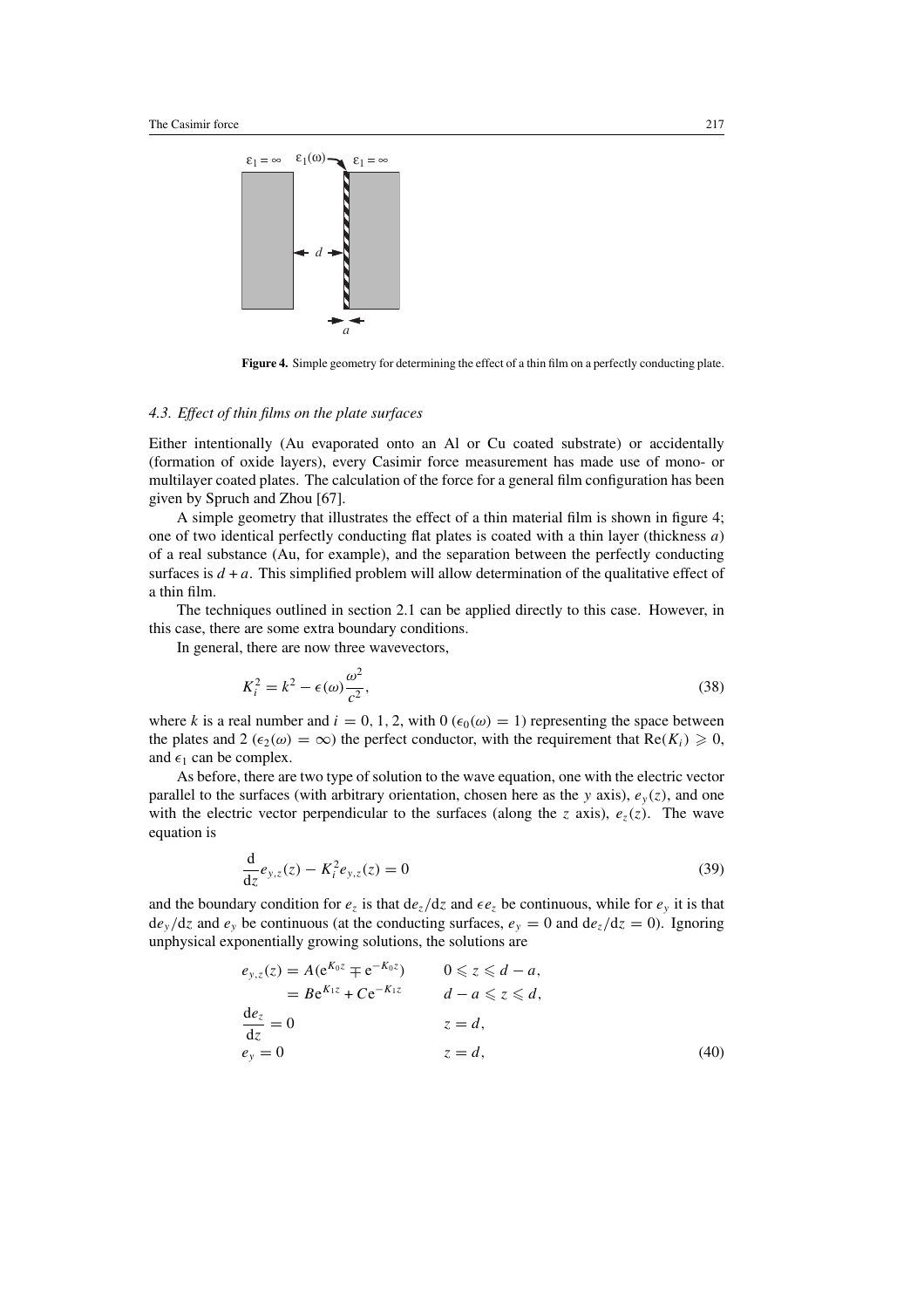Figure 4. Simple geometry for determining the effect of a thin film on a perfectly conducting plate.

### 4.3. Effect of thin films on the plate surfaces

Either intentionally (Au evaporated onto an Al or Cu coated substrate) or accidentally (formation of oxide layers), every Casimir force measurement has made use of mono- or multilayer coated plates. The calculation of the force for a general film configuration has been given by Spruch and Zhou [67].

A simple geometry that illustrates the effect of a thin material film is shown in figure 4; one of two identical perfectly conducting flat plates is coated with a thin layer (thickness $a$) of a real substance (Au, for example), and the separation between the perfectly conducting surfaces is $d + a$. This simplified problem will allow determination of the qualitative effect of a thin film.

The techniques outlined in section 2.1 can be applied directly to this case. However, in this case, there are some extra boundary conditions.

In general, there are now three wavevectors,

$$K_i^2 = k^2 - \epsilon(\omega)\frac{\omega^2}{c^2}, \tag{38}$$

where $k$ is a real number and $i = 0, 1, 2$, with 0 ($\epsilon_0(\omega) = 1$) representing the space between the plates and 2 ($\epsilon_2(\omega) = \infty$) the perfect conductor, with the requirement that $\mathrm{Re}(K_i) \geqslant 0$, and $\epsilon_1$ can be complex.

As before, there are two type of solution to the wave equation, one with the electric vector parallel to the surfaces (with arbitrary orientation, chosen here as the $y$ axis), $e_y(z)$, and one with the electric vector perpendicular to the surfaces (along the $z$ axis), $e_z(z)$. The wave equation is

$$\frac{\mathrm{d}}{\mathrm{d}z} e_{y,z}(z) - K_i^2 e_{y,z}(z) = 0 \tag{39}$$

and the boundary condition for $e_z$ is that $\mathrm{d}e_z/\mathrm{d}z$ and $\epsilon e_z$ be continuous, while for $e_y$ it is that $\mathrm{d}e_y/\mathrm{d}z$ and $e_y$ be continuous (at the conducting surfaces, $e_y = 0$ and $\mathrm{d}e_z/\mathrm{d}z = 0$). Ignoring unphysical exponentially growing solutions, the solutions are

$$\begin{aligned}
e_{y,z}(z) &= A(\mathrm{e}^{K_0 z} \mp \mathrm{e}^{-K_0 z}) && 0 \leqslant z \leqslant d - a, \\
&= B\mathrm{e}^{K_1 z} + C\mathrm{e}^{-K_1 z} && d - a \leqslant z \leqslant d, \\
\frac{\mathrm{d}e_z}{\mathrm{d}z} &= 0 && z = d, \\
e_y &= 0 && z = d,
\end{aligned} \tag{40}$$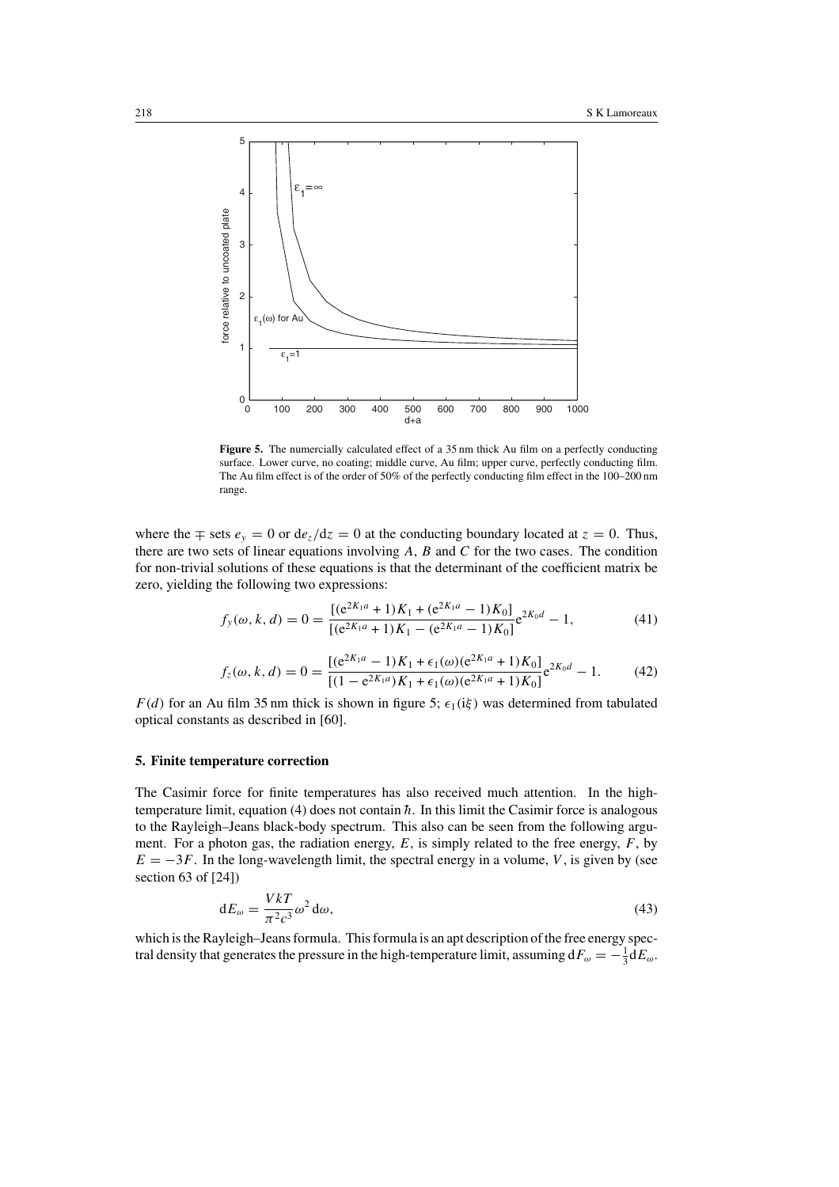**Figure 5.** The numercially calculated effect of a 35 nm thick Au film on a perfectly conducting surface. Lower curve, no coating; middle curve, Au film; upper curve, perfectly conducting film. The Au film effect is of the order of 50% of the perfectly conducting film effect in the 100–200 nm range.

where the $\mp$ sets $e_y = 0$ or $\mathrm{d}e_z/\mathrm{d}z = 0$ at the conducting boundary located at $z = 0$. Thus, there are two sets of linear equations involving $A$, $B$ and $C$ for the two cases. The condition for non-trivial solutions of these equations is that the determinant of the coefficient matrix be zero, yielding the following two expressions:

$$f_y(\omega, k, d) = 0 = \frac{[(\mathrm{e}^{2K_1 a} + 1)K_1 + (\mathrm{e}^{2K_1 a} - 1)K_0]}{[(\mathrm{e}^{2K_1 a} + 1)K_1 - (\mathrm{e}^{2K_1 a} - 1)K_0]}\mathrm{e}^{2K_0 d} - 1, \tag{41}$$

$$f_z(\omega, k, d) = 0 = \frac{[(\mathrm{e}^{2K_1 a} - 1)K_1 + \epsilon_1(\omega)(\mathrm{e}^{2K_1 a} + 1)K_0]}{[(1 - \mathrm{e}^{2K_1 a})K_1 + \epsilon_1(\omega)(\mathrm{e}^{2K_1 a} + 1)K_0]}\mathrm{e}^{2K_0 d} - 1. \tag{42}$$

$F(d)$ for an Au film 35 nm thick is shown in figure 5; $\epsilon_1(\mathrm{i}\xi)$ was determined from tabulated optical constants as described in [60].

## 5. Finite temperature correction

The Casimir force for finite temperatures has also received much attention. In the high-temperature limit, equation (4) does not contain $\hbar$. In this limit the Casimir force is analogous to the Rayleigh–Jeans black-body spectrum. This also can be seen from the following argument. For a photon gas, the radiation energy, $E$, is simply related to the free energy, $F$, by $E = -3F$. In the long-wavelength limit, the spectral energy in a volume, $V$, is given by (see section 63 of [24])

$$\mathrm{d}E_\omega = \frac{VkT}{\pi^2 c^3}\omega^2\,\mathrm{d}\omega, \tag{43}$$

which is the Rayleigh–Jeans formula. This formula is an apt description of the free energy spectral density that generates the pressure in the high-temperature limit, assuming $\mathrm{d}F_\omega = -\frac{1}{3}\mathrm{d}E_\omega$.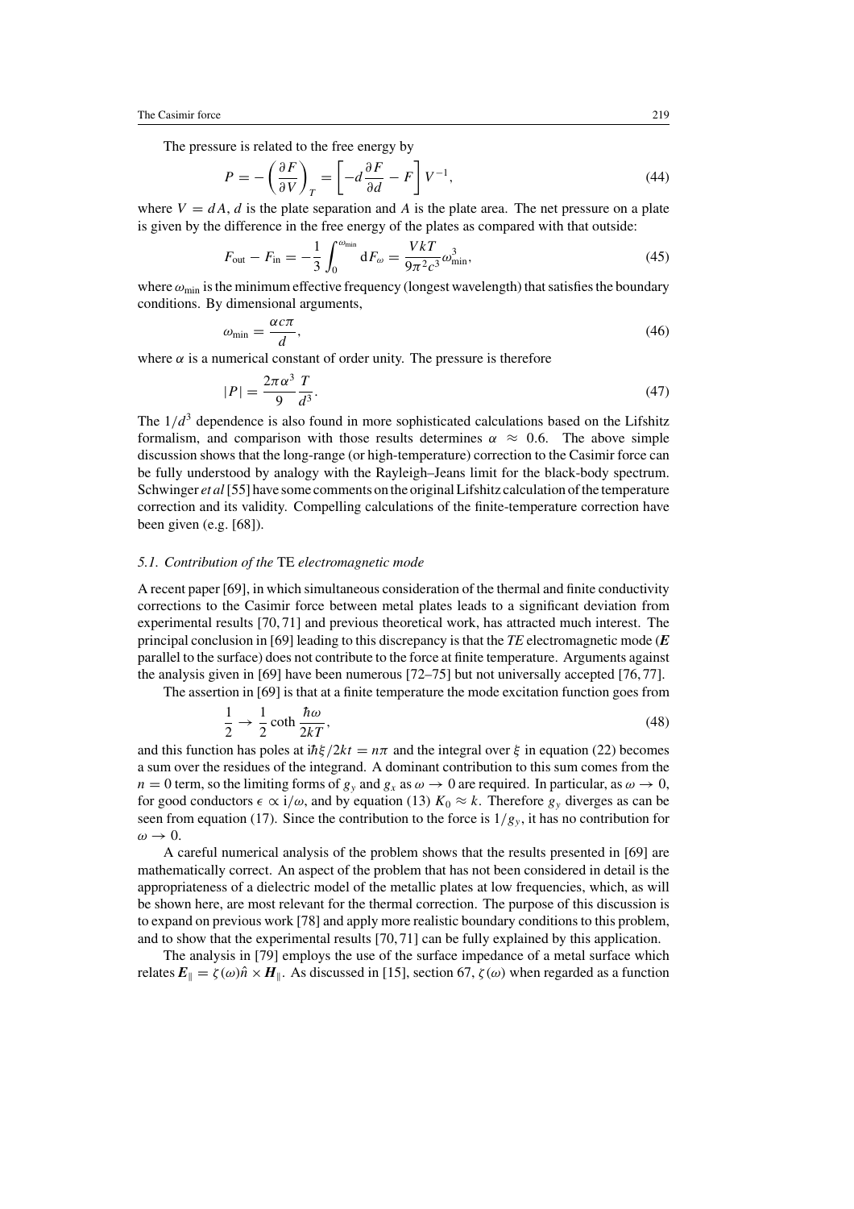The pressure is related to the free energy by

$$P = -\left(\frac{\partial F}{\partial V}\right)_T = \left[-d\frac{\partial F}{\partial d} - F\right]V^{-1}, \tag{44}$$

where $V = dA$, $d$ is the plate separation and $A$ is the plate area. The net pressure on a plate is given by the difference in the free energy of the plates as compared with that outside:

$$F_{\text{out}} - F_{\text{in}} = -\frac{1}{3}\int_0^{\omega_{\min}} \mathrm{d}F_\omega = \frac{VkT}{9\pi^2 c^3}\omega_{\min}^3, \tag{45}$$

where $\omega_{\min}$ is the minimum effective frequency (longest wavelength) that satisfies the boundary conditions. By dimensional arguments,

$$\omega_{\min} = \frac{\alpha c \pi}{d}, \tag{46}$$

where $\alpha$ is a numerical constant of order unity. The pressure is therefore

$$|P| = \frac{2\pi\alpha^3}{9}\frac{T}{d^3}. \tag{47}$$

The $1/d^3$ dependence is also found in more sophisticated calculations based on the Lifshitz formalism, and comparison with those results determines $\alpha \approx 0.6$. The above simple discussion shows that the long-range (or high-temperature) correction to the Casimir force can be fully understood by analogy with the Rayleigh–Jeans limit for the black-body spectrum. Schwinger *et al* [55] have some comments on the original Lifshitz calculation of the temperature correction and its validity. Compelling calculations of the finite-temperature correction have been given (e.g. [68]).

### *5.1. Contribution of the* TE *electromagnetic mode*

A recent paper [69], in which simultaneous consideration of the thermal and finite conductivity corrections to the Casimir force between metal plates leads to a significant deviation from experimental results [70, 71] and previous theoretical work, has attracted much interest. The principal conclusion in [69] leading to this discrepancy is that the *TE* electromagnetic mode (***E*** parallel to the surface) does not contribute to the force at finite temperature. Arguments against the analysis given in [69] have been numerous [72–75] but not universally accepted [76, 77].

The assertion in [69] is that at a finite temperature the mode excitation function goes from

$$\frac{1}{2} \rightarrow \frac{1}{2}\coth\frac{\hbar\omega}{2kT}, \tag{48}$$

and this function has poles at $\mathrm{i}\hbar\xi/2kt = n\pi$ and the integral over $\xi$ in equation (22) becomes a sum over the residues of the integrand. A dominant contribution to this sum comes from the $n = 0$ term, so the limiting forms of $g_y$ and $g_x$ as $\omega \rightarrow 0$ are required. In particular, as $\omega \rightarrow 0$, for good conductors $\epsilon \propto \mathrm{i}/\omega$, and by equation (13) $K_0 \approx k$. Therefore $g_y$ diverges as can be seen from equation (17). Since the contribution to the force is $1/g_y$, it has no contribution for $\omega \rightarrow 0$.

A careful numerical analysis of the problem shows that the results presented in [69] are mathematically correct. An aspect of the problem that has not been considered in detail is the appropriateness of a dielectric model of the metallic plates at low frequencies, which, as will be shown here, are most relevant for the thermal correction. The purpose of this discussion is to expand on previous work [78] and apply more realistic boundary conditions to this problem, and to show that the experimental results [70, 71] can be fully explained by this application.

The analysis in [79] employs the use of the surface impedance of a metal surface which relates $\boldsymbol{E}_\parallel = \zeta(\omega)\hat{n} \times \boldsymbol{H}_\parallel$. As discussed in [15], section 67, $\zeta(\omega)$ when regarded as a function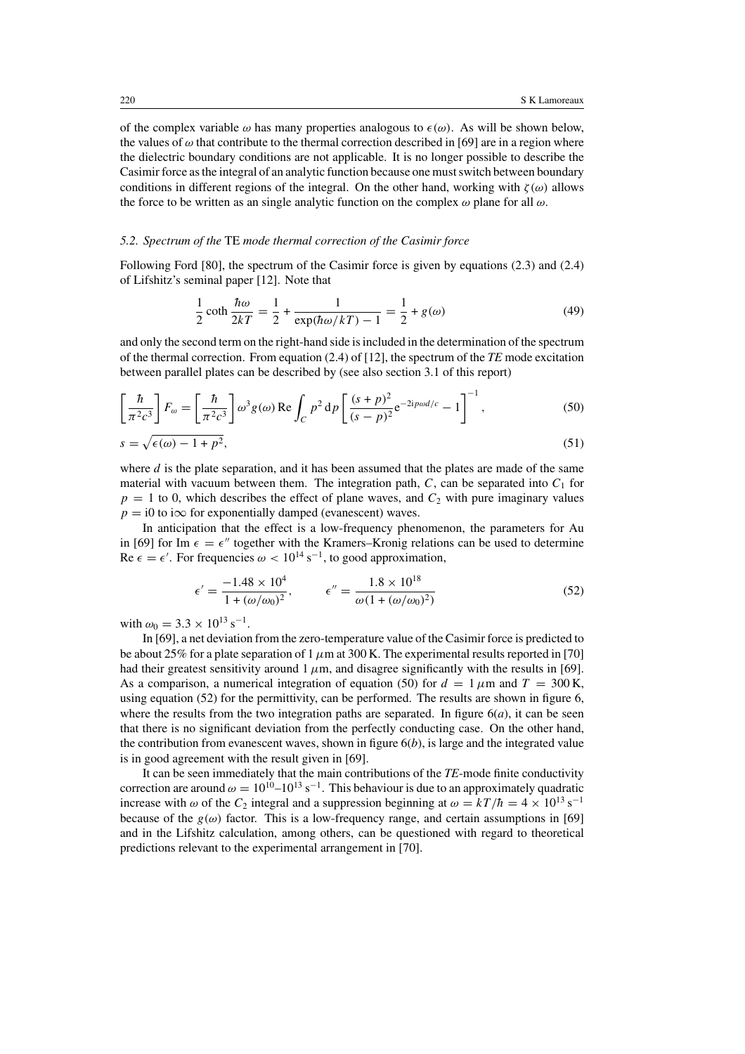of the complex variable $\omega$ has many properties analogous to $\epsilon(\omega)$. As will be shown below, the values of $\omega$ that contribute to the thermal correction described in [69] are in a region where the dielectric boundary conditions are not applicable. It is no longer possible to describe the Casimir force as the integral of an analytic function because one must switch between boundary conditions in different regions of the integral. On the other hand, working with $\zeta(\omega)$ allows the force to be written as an single analytic function on the complex $\omega$ plane for all $\omega$.

### 5.2. Spectrum of the TE mode thermal correction of the Casimir force

Following Ford [80], the spectrum of the Casimir force is given by equations (2.3) and (2.4) of Lifshitz's seminal paper [12]. Note that

$$\frac{1}{2}\coth\frac{\hbar\omega}{2kT} = \frac{1}{2} + \frac{1}{\exp(\hbar\omega/kT) - 1} = \frac{1}{2} + g(\omega) \tag{49}$$

and only the second term on the right-hand side is included in the determination of the spectrum of the thermal correction. From equation (2.4) of [12], the spectrum of the *TE* mode excitation between parallel plates can be described by (see also section 3.1 of this report)

$$\left[\frac{\hbar}{\pi^2 c^3}\right] F_\omega = \left[\frac{\hbar}{\pi^2 c^3}\right] \omega^3 g(\omega)\, \mathrm{Re}\int_C p^2\, \mathrm{d}p \left[\frac{(s+p)^2}{(s-p)^2}\mathrm{e}^{-2\mathrm{i}p\omega d/c} - 1\right]^{-1}, \tag{50}$$

$$s = \sqrt{\epsilon(\omega) - 1 + p^2}, \tag{51}$$

where $d$ is the plate separation, and it has been assumed that the plates are made of the same material with vacuum between them. The integration path, $C$, can be separated into $C_1$ for $p = 1$ to 0, which describes the effect of plane waves, and $C_2$ with pure imaginary values $p = \mathrm{i}0$ to $\mathrm{i}\infty$ for exponentially damped (evanescent) waves.

In anticipation that the effect is a low-frequency phenomenon, the parameters for Au in [69] for $\mathrm{Im}\,\epsilon = \epsilon''$ together with the Kramers–Kronig relations can be used to determine $\mathrm{Re}\,\epsilon = \epsilon'$. For frequencies $\omega < 10^{14}\,\mathrm{s}^{-1}$, to good approximation,

$$\epsilon' = \frac{-1.48\times 10^4}{1 + (\omega/\omega_0)^2}, \qquad \epsilon'' = \frac{1.8\times 10^{18}}{\omega(1 + (\omega/\omega_0)^2)} \tag{52}$$

with $\omega_0 = 3.3\times 10^{13}\,\mathrm{s}^{-1}$.

In [69], a net deviation from the zero-temperature value of the Casimir force is predicted to be about 25% for a plate separation of $1\,\mu\mathrm{m}$ at 300 K. The experimental results reported in [70] had their greatest sensitivity around $1\,\mu\mathrm{m}$, and disagree significantly with the results in [69]. As a comparison, a numerical integration of equation (50) for $d = 1\,\mu\mathrm{m}$ and $T = 300\,\mathrm{K}$, using equation (52) for the permittivity, can be performed. The results are shown in figure 6, where the results from the two integration paths are separated. In figure 6(*a*), it can be seen that there is no significant deviation from the perfectly conducting case. On the other hand, the contribution from evanescent waves, shown in figure 6(*b*), is large and the integrated value is in good agreement with the result given in [69].

It can be seen immediately that the main contributions of the *TE*-mode finite conductivity correction are around $\omega = 10^{10}$–$10^{13}\,\mathrm{s}^{-1}$. This behaviour is due to an approximately quadratic increase with $\omega$ of the $C_2$ integral and a suppression beginning at $\omega = kT/\hbar = 4\times 10^{13}\,\mathrm{s}^{-1}$ because of the $g(\omega)$ factor. This is a low-frequency range, and certain assumptions in [69] and in the Lifshitz calculation, among others, can be questioned with regard to theoretical predictions relevant to the experimental arrangement in [70].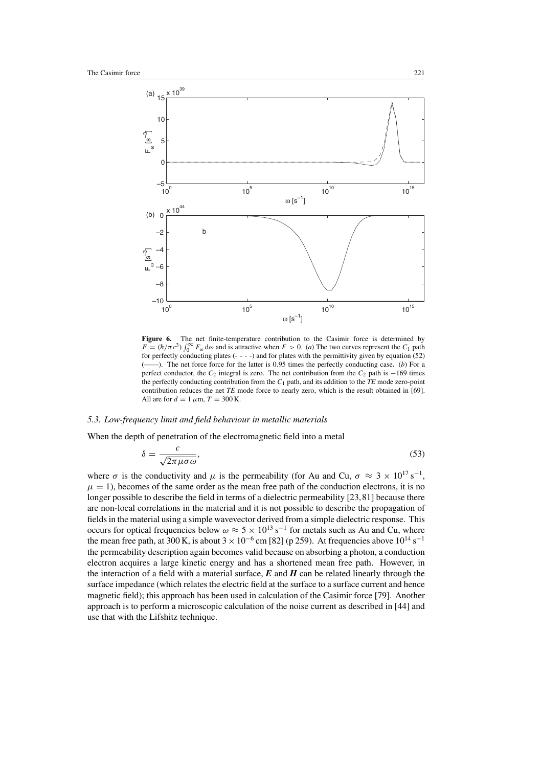**Figure 6.** The net finite-temperature contribution to the Casimir force is determined by $F = (\hbar/\pi c^3)\int_0^\infty F_\omega\, d\omega$ and is attractive when $F > 0$. (*a*) The two curves represent the $C_1$ path for perfectly conducting plates (- - - -) and for plates with the permittivity given by equation (52) (——). The net force force for the latter is 0.95 times the perfectly conducting case. (*b*) For a perfect conductor, the $C_2$ integral is zero. The net contribution from the $C_2$ path is −169 times the perfectly conducting contribution from the $C_1$ path, and its addition to the *TE* mode zero-point contribution reduces the net *TE* mode force to nearly zero, which is the result obtained in [69]. All are for $d = 1\,\mu$m, $T = 300$ K.

### 5.3. Low-frequency limit and field behaviour in metallic materials

When the depth of penetration of the electromagnetic field into a metal

$$\delta = \frac{c}{\sqrt{2\pi\mu\sigma\omega}}, \tag{53}$$

where $\sigma$ is the conductivity and $\mu$ is the permeability (for Au and Cu, $\sigma \approx 3 \times 10^{17}\,\mathrm{s}^{-1}$, $\mu = 1$), becomes of the same order as the mean free path of the conduction electrons, it is no longer possible to describe the field in terms of a dielectric permeability [23, 81] because there are non-local correlations in the material and it is not possible to describe the propagation of fields in the material using a simple wavevector derived from a simple dielectric response. This occurs for optical frequencies below $\omega \approx 5 \times 10^{13}\,\mathrm{s}^{-1}$ for metals such as Au and Cu, where the mean free path, at 300 K, is about $3 \times 10^{-6}$ cm [82] (p 259). At frequencies above $10^{14}\,\mathrm{s}^{-1}$ the permeability description again becomes valid because on absorbing a photon, a conduction electron acquires a large kinetic energy and has a shortened mean free path. However, in the interaction of a field with a material surface, $\boldsymbol{E}$ and $\boldsymbol{H}$ can be related linearly through the surface impedance (which relates the electric field at the surface to a surface current and hence magnetic field); this approach has been used in calculation of the Casimir force [79]. Another approach is to perform a microscopic calculation of the noise current as described in [44] and use that with the Lifshitz technique.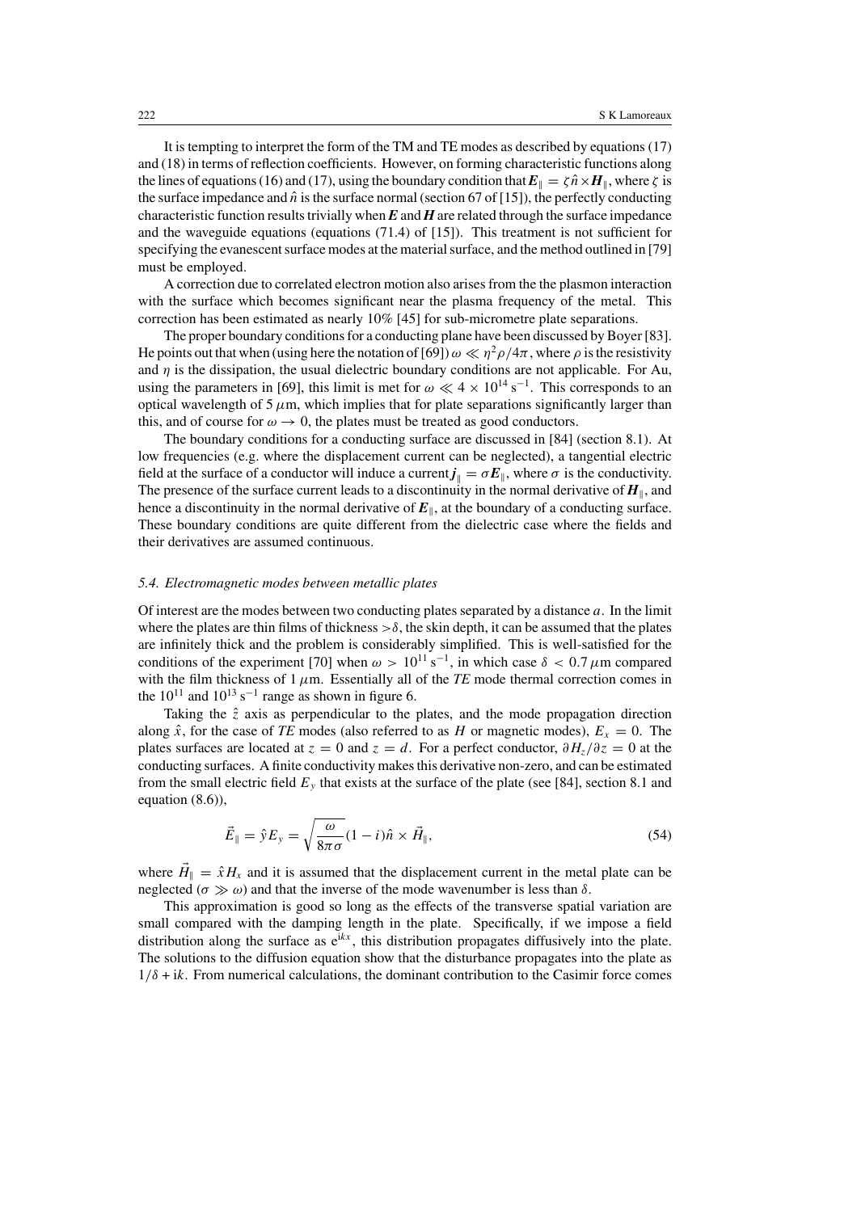It is tempting to interpret the form of the TM and TE modes as described by equations (17) and (18) in terms of reflection coefficients. However, on forming characteristic functions along the lines of equations (16) and (17), using the boundary condition that $\boldsymbol{E}_{\parallel} = \zeta \hat{n} \times \boldsymbol{H}_{\parallel}$, where $\zeta$ is the surface impedance and $\hat{n}$ is the surface normal (section 67 of [15]), the perfectly conducting characteristic function results trivially when $\boldsymbol{E}$ and $\boldsymbol{H}$ are related through the surface impedance and the waveguide equations (equations (71.4) of [15]). This treatment is not sufficient for specifying the evanescent surface modes at the material surface, and the method outlined in [79] must be employed.

A correction due to correlated electron motion also arises from the the plasmon interaction with the surface which becomes significant near the plasma frequency of the metal. This correction has been estimated as nearly 10% [45] for sub-micrometre plate separations.

The proper boundary conditions for a conducting plane have been discussed by Boyer [83]. He points out that when (using here the notation of [69]) $\omega \ll \eta^2\rho/4\pi$, where $\rho$ is the resistivity and $\eta$ is the dissipation, the usual dielectric boundary conditions are not applicable. For Au, using the parameters in [69], this limit is met for $\omega \ll 4 \times 10^{14}\ \mathrm{s}^{-1}$. This corresponds to an optical wavelength of 5 $\mu$m, which implies that for plate separations significantly larger than this, and of course for $\omega \to 0$, the plates must be treated as good conductors.

The boundary conditions for a conducting surface are discussed in [84] (section 8.1). At low frequencies (e.g. where the displacement current can be neglected), a tangential electric field at the surface of a conductor will induce a current $\boldsymbol{j}_{\parallel} = \sigma \boldsymbol{E}_{\parallel}$, where $\sigma$ is the conductivity. The presence of the surface current leads to a discontinuity in the normal derivative of $\boldsymbol{H}_{\parallel}$, and hence a discontinuity in the normal derivative of $\boldsymbol{E}_{\parallel}$, at the boundary of a conducting surface. These boundary conditions are quite different from the dielectric case where the fields and their derivatives are assumed continuous.

### 5.4. Electromagnetic modes between metallic plates

Of interest are the modes between two conducting plates separated by a distance $a$. In the limit where the plates are thin films of thickness $>\delta$, the skin depth, it can be assumed that the plates are infinitely thick and the problem is considerably simplified. This is well-satisfied for the conditions of the experiment [70] when $\omega > 10^{11}\ \mathrm{s}^{-1}$, in which case $\delta < 0.7\ \mu$m compared with the film thickness of 1 $\mu$m. Essentially all of the *TE* mode thermal correction comes in the $10^{11}$ and $10^{13}\ \mathrm{s}^{-1}$ range as shown in figure 6.

Taking the $\hat{z}$ axis as perpendicular to the plates, and the mode propagation direction along $\hat{x}$, for the case of *TE* modes (also referred to as $H$ or magnetic modes), $E_x = 0$. The plates surfaces are located at $z = 0$ and $z = d$. For a perfect conductor, $\partial H_z/\partial z = 0$ at the conducting surfaces. A finite conductivity makes this derivative non-zero, and can be estimated from the small electric field $E_y$ that exists at the surface of the plate (see [84], section 8.1 and equation (8.6)),

$$\vec{E}_{\parallel} = \hat{y} E_y = \sqrt{\frac{\omega}{8\pi\sigma}}(1 - i)\hat{n} \times \vec{H}_{\parallel}, \tag{54}$$

where $\vec{H}_{\parallel} = \hat{x} H_x$ and it is assumed that the displacement current in the metal plate can be neglected ($\sigma \gg \omega$) and that the inverse of the mode wavenumber is less than $\delta$.

This approximation is good so long as the effects of the transverse spatial variation are small compared with the damping length in the plate. Specifically, if we impose a field distribution along the surface as $e^{ikx}$, this distribution propagates diffusively into the plate. The solutions to the diffusion equation show that the disturbance propagates into the plate as $1/\delta + ik$. From numerical calculations, the dominant contribution to the Casimir force comes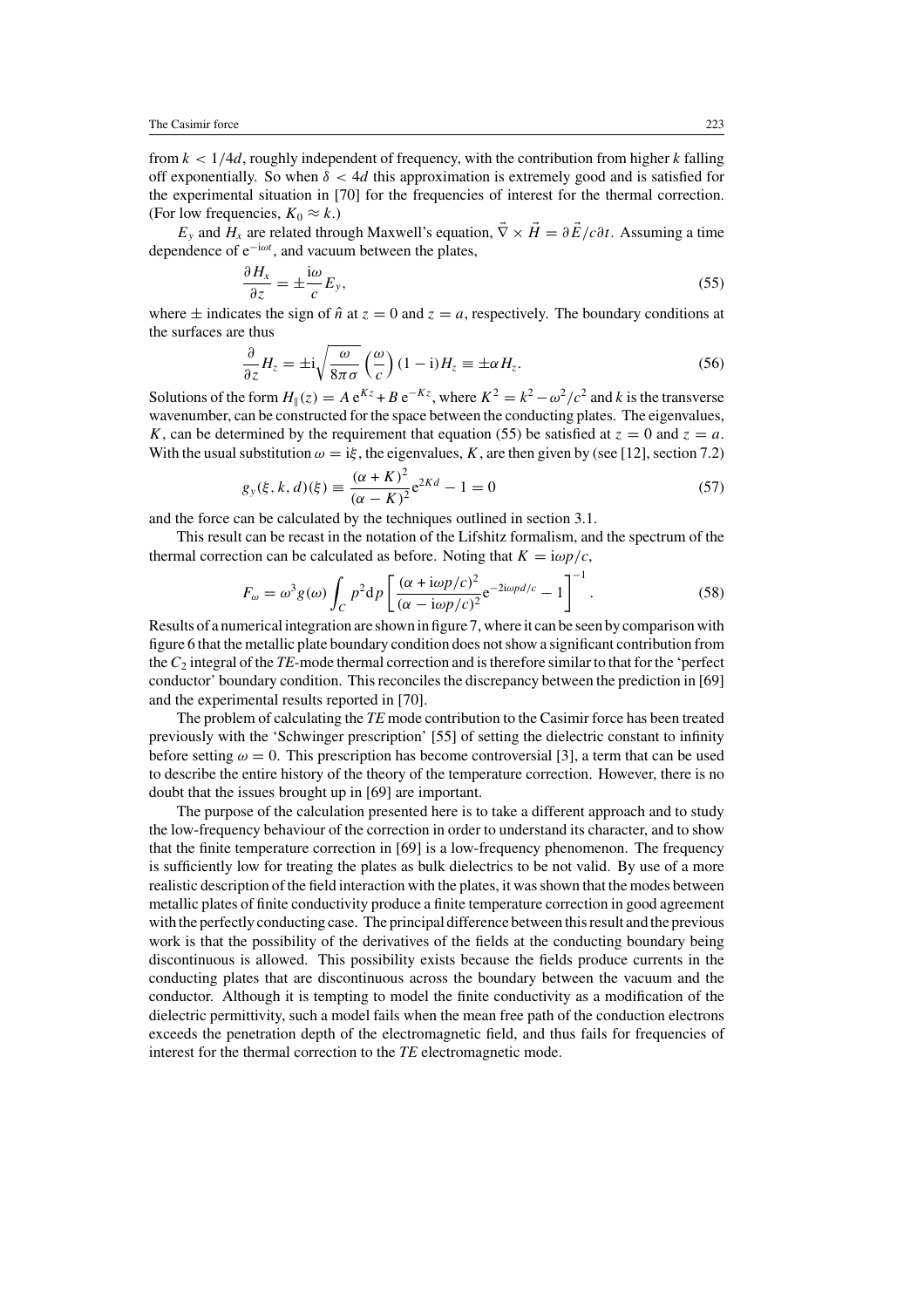from $k < 1/4d$, roughly independent of frequency, with the contribution from higher $k$ falling off exponentially. So when $\delta < 4d$ this approximation is extremely good and is satisfied for the experimental situation in [70] for the frequencies of interest for the thermal correction. (For low frequencies, $K_0 \approx k$.)

$E_y$ and $H_x$ are related through Maxwell's equation, $\vec{\nabla} \times \vec{H} = \partial \vec{E}/c\partial t$. Assuming a time dependence of $e^{-i\omega t}$, and vacuum between the plates,

$$\frac{\partial H_x}{\partial z} = \pm \frac{i\omega}{c} E_y, \tag{55}$$

where $\pm$ indicates the sign of $\hat{n}$ at $z = 0$ and $z = a$, respectively. The boundary conditions at the surfaces are thus

$$\frac{\partial}{\partial z} H_z = \pm i \sqrt{\frac{\omega}{8\pi\sigma}} \left(\frac{\omega}{c}\right) (1 - i) H_z \equiv \pm \alpha H_z. \tag{56}$$

Solutions of the form $H_{\parallel}(z) = A\, e^{Kz} + B\, e^{-Kz}$, where $K^2 = k^2 - \omega^2/c^2$ and $k$ is the transverse wavenumber, can be constructed for the space between the conducting plates. The eigenvalues, $K$, can be determined by the requirement that equation (55) be satisfied at $z = 0$ and $z = a$. With the usual substitution $\omega = i\xi$, the eigenvalues, $K$, are then given by (see [12], section 7.2)

$$g_y(\xi, k, d)(\xi) \equiv \frac{(\alpha + K)^2}{(\alpha - K)^2} e^{2Kd} - 1 = 0 \tag{57}$$

and the force can be calculated by the techniques outlined in section 3.1.

This result can be recast in the notation of the Lifshitz formalism, and the spectrum of the thermal correction can be calculated as before. Noting that $K = i\omega p/c$,

$$F_\omega = \omega^3 g(\omega) \int_C p^2 dp \left[ \frac{(\alpha + i\omega p/c)^2}{(\alpha - i\omega p/c)^2} e^{-2i\omega p d/c} - 1 \right]^{-1}. \tag{58}$$

Results of a numerical integration are shown in figure 7, where it can be seen by comparison with figure 6 that the metallic plate boundary condition does not show a significant contribution from the $C_2$ integral of the *TE*-mode thermal correction and is therefore similar to that for the 'perfect conductor' boundary condition. This reconciles the discrepancy between the prediction in [69] and the experimental results reported in [70].

The problem of calculating the *TE* mode contribution to the Casimir force has been treated previously with the 'Schwinger prescription' [55] of setting the dielectric constant to infinity before setting $\omega = 0$. This prescription has become controversial [3], a term that can be used to describe the entire history of the theory of the temperature correction. However, there is no doubt that the issues brought up in [69] are important.

The purpose of the calculation presented here is to take a different approach and to study the low-frequency behaviour of the correction in order to understand its character, and to show that the finite temperature correction in [69] is a low-frequency phenomenon. The frequency is sufficiently low for treating the plates as bulk dielectrics to be not valid. By use of a more realistic description of the field interaction with the plates, it was shown that the modes between metallic plates of finite conductivity produce a finite temperature correction in good agreement with the perfectly conducting case. The principal difference between this result and the previous work is that the possibility of the derivatives of the fields at the conducting boundary being discontinuous is allowed. This possibility exists because the fields produce currents in the conducting plates that are discontinuous across the boundary between the vacuum and the conductor. Although it is tempting to model the finite conductivity as a modification of the dielectric permittivity, such a model fails when the mean free path of the conduction electrons exceeds the penetration depth of the electromagnetic field, and thus fails for frequencies of interest for the thermal correction to the *TE* electromagnetic mode.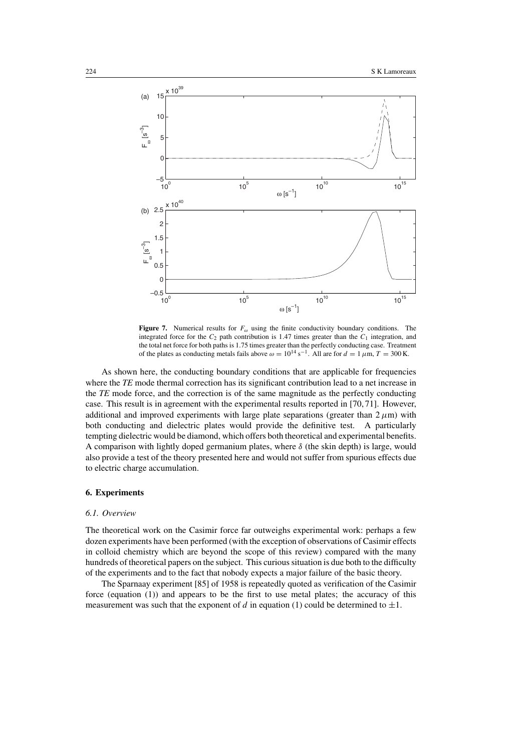**Figure 7.** Numerical results for $F_\omega$ using the finite conductivity boundary conditions. The integrated force for the $C_2$ path contribution is 1.47 times greater than the $C_1$ integration, and the total net force for both paths is 1.75 times greater than the perfectly conducting case. Treatment of the plates as conducting metals fails above $\omega = 10^{14}\ \mathrm{s}^{-1}$. All are for $d = 1\ \mu\mathrm{m}$, $T = 300\ \mathrm{K}$.

As shown here, the conducting boundary conditions that are applicable for frequencies where the *TE* mode thermal correction has its significant contribution lead to a net increase in the *TE* mode force, and the correction is of the same magnitude as the perfectly conducting case. This result is in agreement with the experimental results reported in [70, 71]. However, additional and improved experiments with large plate separations (greater than $2\ \mu$m) with both conducting and dielectric plates would provide the definitive test. A particularly tempting dielectric would be diamond, which offers both theoretical and experimental benefits. A comparison with lightly doped germanium plates, where $\delta$ (the skin depth) is large, would also provide a test of the theory presented here and would not suffer from spurious effects due to electric charge accumulation.

## 6. Experiments

### 6.1. Overview

The theoretical work on the Casimir force far outweighs experimental work: perhaps a few dozen experiments have been performed (with the exception of observations of Casimir effects in colloid chemistry which are beyond the scope of this review) compared with the many hundreds of theoretical papers on the subject. This curious situation is due both to the difficulty of the experiments and to the fact that nobody expects a major failure of the basic theory.

The Sparnaay experiment [85] of 1958 is repeatedly quoted as verification of the Casimir force (equation (1)) and appears to be the first to use metal plates; the accuracy of this measurement was such that the exponent of $d$ in equation (1) could be determined to $\pm 1$.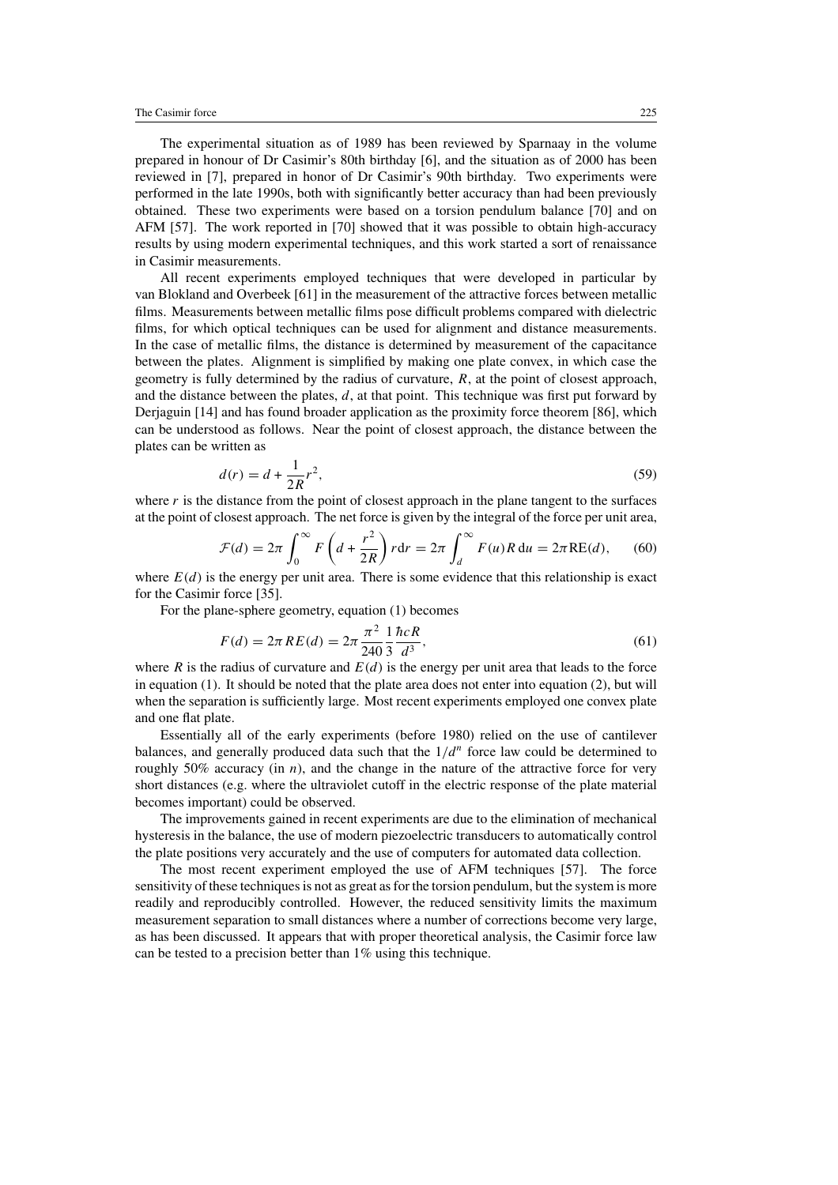The experimental situation as of 1989 has been reviewed by Sparnaay in the volume prepared in honour of Dr Casimir's 80th birthday [6], and the situation as of 2000 has been reviewed in [7], prepared in honor of Dr Casimir's 90th birthday. Two experiments were performed in the late 1990s, both with significantly better accuracy than had been previously obtained. These two experiments were based on a torsion pendulum balance [70] and on AFM [57]. The work reported in [70] showed that it was possible to obtain high-accuracy results by using modern experimental techniques, and this work started a sort of renaissance in Casimir measurements.

All recent experiments employed techniques that were developed in particular by van Blokland and Overbeek [61] in the measurement of the attractive forces between metallic films. Measurements between metallic films pose difficult problems compared with dielectric films, for which optical techniques can be used for alignment and distance measurements. In the case of metallic films, the distance is determined by measurement of the capacitance between the plates. Alignment is simplified by making one plate convex, in which case the geometry is fully determined by the radius of curvature, $R$, at the point of closest approach, and the distance between the plates, $d$, at that point. This technique was first put forward by Derjaguin [14] and has found broader application as the proximity force theorem [86], which can be understood as follows. Near the point of closest approach, the distance between the plates can be written as

$$d(r) = d + \frac{1}{2R}r^2, \tag{59}$$

where $r$ is the distance from the point of closest approach in the plane tangent to the surfaces at the point of closest approach. The net force is given by the integral of the force per unit area,

$$\mathcal{F}(d) = 2\pi \int_0^\infty F\left(d + \frac{r^2}{2R}\right) r\,\mathrm{d}r = 2\pi \int_d^\infty F(u) R\,\mathrm{d}u = 2\pi \mathrm{R}E(d), \tag{60}$$

where $E(d)$ is the energy per unit area. There is some evidence that this relationship is exact for the Casimir force [35].

For the plane-sphere geometry, equation (1) becomes

$$F(d) = 2\pi RE(d) = 2\pi \frac{\pi^2}{240} \frac{1}{3} \frac{\hbar c R}{d^3}, \tag{61}$$

where $R$ is the radius of curvature and $E(d)$ is the energy per unit area that leads to the force in equation (1). It should be noted that the plate area does not enter into equation (2), but will when the separation is sufficiently large. Most recent experiments employed one convex plate and one flat plate.

Essentially all of the early experiments (before 1980) relied on the use of cantilever balances, and generally produced data such that the $1/d^n$ force law could be determined to roughly 50% accuracy (in $n$), and the change in the nature of the attractive force for very short distances (e.g. where the ultraviolet cutoff in the electric response of the plate material becomes important) could be observed.

The improvements gained in recent experiments are due to the elimination of mechanical hysteresis in the balance, the use of modern piezoelectric transducers to automatically control the plate positions very accurately and the use of computers for automated data collection.

The most recent experiment employed the use of AFM techniques [57]. The force sensitivity of these techniques is not as great as for the torsion pendulum, but the system is more readily and reproducibly controlled. However, the reduced sensitivity limits the maximum measurement separation to small distances where a number of corrections become very large, as has been discussed. It appears that with proper theoretical analysis, the Casimir force law can be tested to a precision better than 1% using this technique.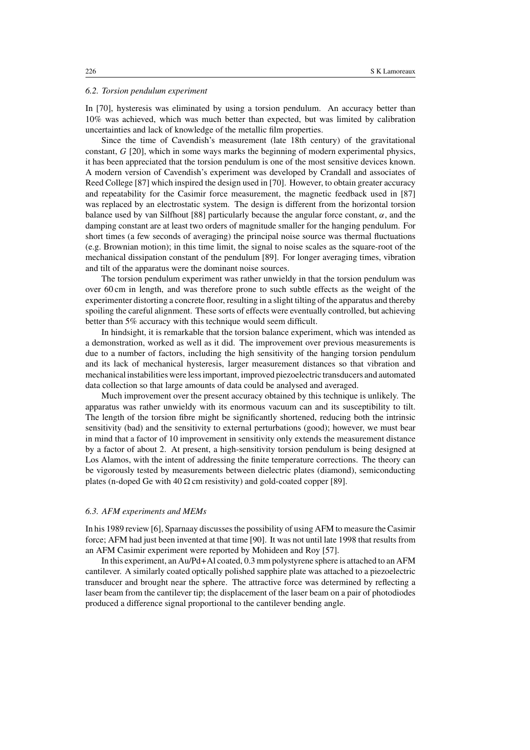### 6.2. Torsion pendulum experiment

In [70], hysteresis was eliminated by using a torsion pendulum. An accuracy better than 10% was achieved, which was much better than expected, but was limited by calibration uncertainties and lack of knowledge of the metallic film properties.

Since the time of Cavendish's measurement (late 18th century) of the gravitational constant, $G$ [20], which in some ways marks the beginning of modern experimental physics, it has been appreciated that the torsion pendulum is one of the most sensitive devices known. A modern version of Cavendish's experiment was developed by Crandall and associates of Reed College [87] which inspired the design used in [70]. However, to obtain greater accuracy and repeatability for the Casimir force measurement, the magnetic feedback used in [87] was replaced by an electrostatic system. The design is different from the horizontal torsion balance used by van Silfhout [88] particularly because the angular force constant, $\alpha$, and the damping constant are at least two orders of magnitude smaller for the hanging pendulum. For short times (a few seconds of averaging) the principal noise source was thermal fluctuations (e.g. Brownian motion); in this time limit, the signal to noise scales as the square-root of the mechanical dissipation constant of the pendulum [89]. For longer averaging times, vibration and tilt of the apparatus were the dominant noise sources.

The torsion pendulum experiment was rather unwieldy in that the torsion pendulum was over 60 cm in length, and was therefore prone to such subtle effects as the weight of the experimenter distorting a concrete floor, resulting in a slight tilting of the apparatus and thereby spoiling the careful alignment. These sorts of effects were eventually controlled, but achieving better than 5% accuracy with this technique would seem difficult.

In hindsight, it is remarkable that the torsion balance experiment, which was intended as a demonstration, worked as well as it did. The improvement over previous measurements is due to a number of factors, including the high sensitivity of the hanging torsion pendulum and its lack of mechanical hysteresis, larger measurement distances so that vibration and mechanical instabilities were less important, improved piezoelectric transducers and automated data collection so that large amounts of data could be analysed and averaged.

Much improvement over the present accuracy obtained by this technique is unlikely. The apparatus was rather unwieldy with its enormous vacuum can and its susceptibility to tilt. The length of the torsion fibre might be significantly shortened, reducing both the intrinsic sensitivity (bad) and the sensitivity to external perturbations (good); however, we must bear in mind that a factor of 10 improvement in sensitivity only extends the measurement distance by a factor of about 2. At present, a high-sensitivity torsion pendulum is being designed at Los Alamos, with the intent of addressing the finite temperature corrections. The theory can be vigorously tested by measurements between dielectric plates (diamond), semiconducting plates (n-doped Ge with 40 $\Omega$ cm resistivity) and gold-coated copper [89].

### 6.3. AFM experiments and MEMs

In his 1989 review [6], Sparnaay discusses the possibility of using AFM to measure the Casimir force; AFM had just been invented at that time [90]. It was not until late 1998 that results from an AFM Casimir experiment were reported by Mohideen and Roy [57].

In this experiment, an Au/Pd+Al coated, 0.3 mm polystyrene sphere is attached to an AFM cantilever. A similarly coated optically polished sapphire plate was attached to a piezoelectric transducer and brought near the sphere. The attractive force was determined by reflecting a laser beam from the cantilever tip; the displacement of the laser beam on a pair of photodiodes produced a difference signal proportional to the cantilever bending angle.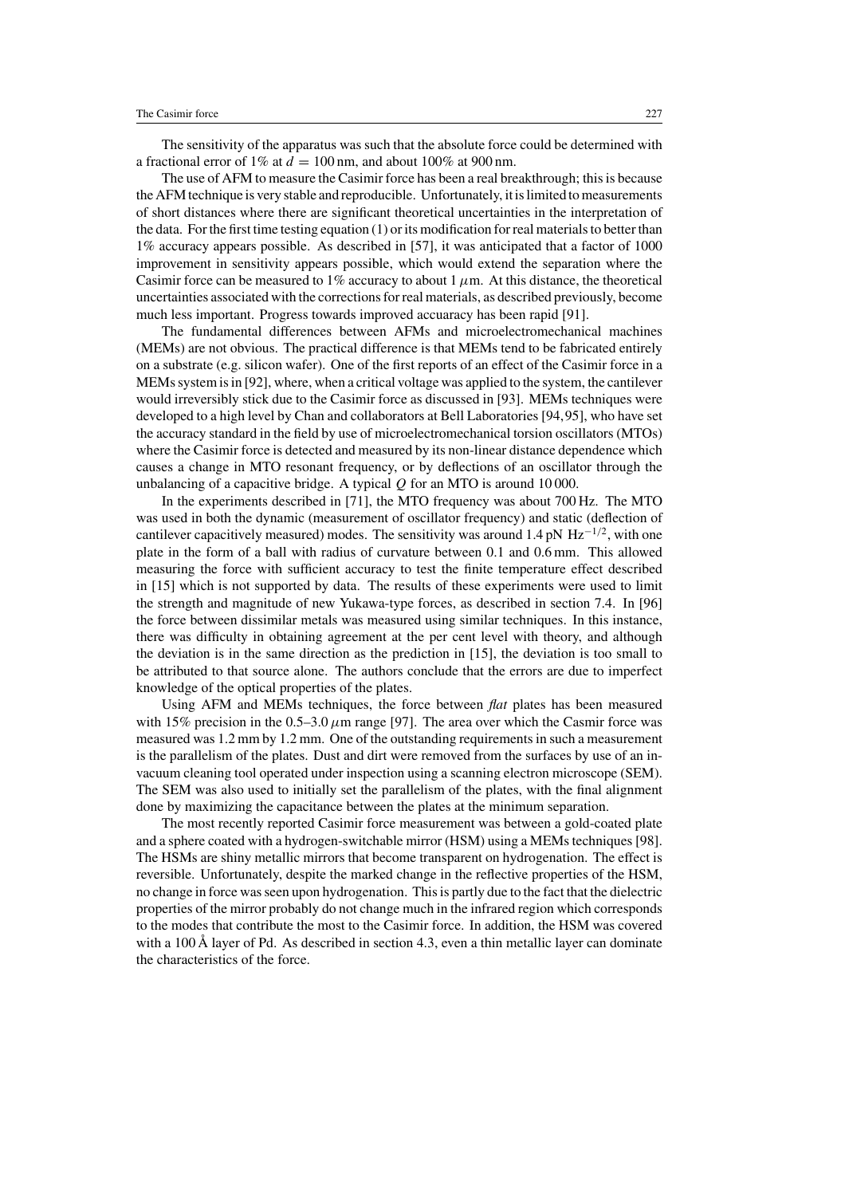The sensitivity of the apparatus was such that the absolute force could be determined with a fractional error of 1% at $d = 100$ nm, and about 100% at 900 nm.

The use of AFM to measure the Casimir force has been a real breakthrough; this is because the AFM technique is very stable and reproducible. Unfortunately, it is limited to measurements of short distances where there are significant theoretical uncertainties in the interpretation of the data. For the first time testing equation (1) or its modification for real materials to better than 1% accuracy appears possible. As described in [57], it was anticipated that a factor of 1000 improvement in sensitivity appears possible, which would extend the separation where the Casimir force can be measured to 1% accuracy to about 1 $\mu$m. At this distance, the theoretical uncertainties associated with the corrections for real materials, as described previously, become much less important. Progress towards improved accuaracy has been rapid [91].

The fundamental differences between AFMs and microelectromechanical machines (MEMs) are not obvious. The practical difference is that MEMs tend to be fabricated entirely on a substrate (e.g. silicon wafer). One of the first reports of an effect of the Casimir force in a MEMs system is in [92], where, when a critical voltage was applied to the system, the cantilever would irreversibly stick due to the Casimir force as discussed in [93]. MEMs techniques were developed to a high level by Chan and collaborators at Bell Laboratories [94, 95], who have set the accuracy standard in the field by use of microelectromechanical torsion oscillators (MTOs) where the Casimir force is detected and measured by its non-linear distance dependence which causes a change in MTO resonant frequency, or by deflections of an oscillator through the unbalancing of a capacitive bridge. A typical $Q$ for an MTO is around 10 000.

In the experiments described in [71], the MTO frequency was about 700 Hz. The MTO was used in both the dynamic (measurement of oscillator frequency) and static (deflection of cantilever capacitively measured) modes. The sensitivity was around 1.4 pN $\text{Hz}^{-1/2}$, with one plate in the form of a ball with radius of curvature between 0.1 and 0.6 mm. This allowed measuring the force with sufficient accuracy to test the finite temperature effect described in [15] which is not supported by data. The results of these experiments were used to limit the strength and magnitude of new Yukawa-type forces, as described in section 7.4. In [96] the force between dissimilar metals was measured using similar techniques. In this instance, there was difficulty in obtaining agreement at the per cent level with theory, and although the deviation is in the same direction as the prediction in [15], the deviation is too small to be attributed to that source alone. The authors conclude that the errors are due to imperfect knowledge of the optical properties of the plates.

Using AFM and MEMs techniques, the force between *flat* plates has been measured with 15% precision in the 0.5–3.0 $\mu$m range [97]. The area over which the Casmir force was measured was 1.2 mm by 1.2 mm. One of the outstanding requirements in such a measurement is the parallelism of the plates. Dust and dirt were removed from the surfaces by use of an in-vacuum cleaning tool operated under inspection using a scanning electron microscope (SEM). The SEM was also used to initially set the parallelism of the plates, with the final alignment done by maximizing the capacitance between the plates at the minimum separation.

The most recently reported Casimir force measurement was between a gold-coated plate and a sphere coated with a hydrogen-switchable mirror (HSM) using a MEMs techniques [98]. The HSMs are shiny metallic mirrors that become transparent on hydrogenation. The effect is reversible. Unfortunately, despite the marked change in the reflective properties of the HSM, no change in force was seen upon hydrogenation. This is partly due to the fact that the dielectric properties of the mirror probably do not change much in the infrared region which corresponds to the modes that contribute the most to the Casimir force. In addition, the HSM was covered with a 100 Å layer of Pd. As described in section 4.3, even a thin metallic layer can dominate the characteristics of the force.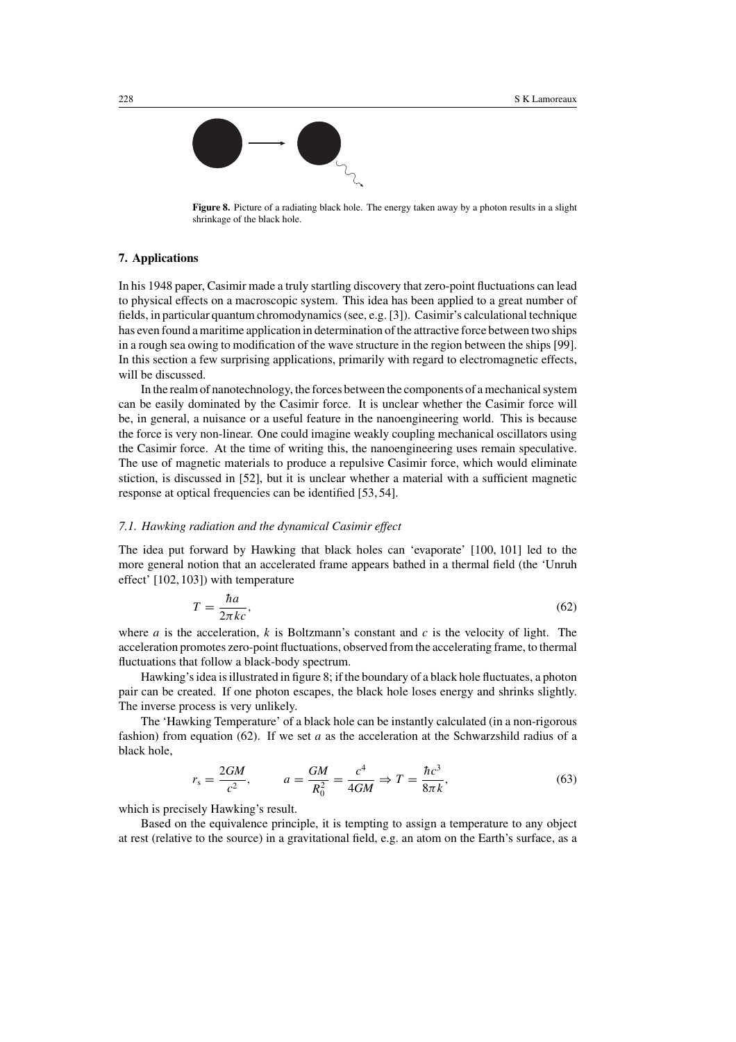**Figure 8.** Picture of a radiating black hole. The energy taken away by a photon results in a slight shrinkage of the black hole.

## 7. Applications

In his 1948 paper, Casimir made a truly startling discovery that zero-point fluctuations can lead to physical effects on a macroscopic system. This idea has been applied to a great number of fields, in particular quantum chromodynamics (see, e.g. [3]). Casimir's calculational technique has even found a maritime application in determination of the attractive force between two ships in a rough sea owing to modification of the wave structure in the region between the ships [99]. In this section a few surprising applications, primarily with regard to electromagnetic effects, will be discussed.

In the realm of nanotechnology, the forces between the components of a mechanical system can be easily dominated by the Casimir force. It is unclear whether the Casimir force will be, in general, a nuisance or a useful feature in the nanoengineering world. This is because the force is very non-linear. One could imagine weakly coupling mechanical oscillators using the Casimir force. At the time of writing this, the nanoengineering uses remain speculative. The use of magnetic materials to produce a repulsive Casimir force, which would eliminate stiction, is discussed in [52], but it is unclear whether a material with a sufficient magnetic response at optical frequencies can be identified [53, 54].

### *7.1. Hawking radiation and the dynamical Casimir effect*

The idea put forward by Hawking that black holes can 'evaporate' [100, 101] led to the more general notion that an accelerated frame appears bathed in a thermal field (the 'Unruh effect' [102, 103]) with temperature

$$T = \frac{\hbar a}{2\pi k c}, \tag{62}$$

where $a$ is the acceleration, $k$ is Boltzmann's constant and $c$ is the velocity of light. The acceleration promotes zero-point fluctuations, observed from the accelerating frame, to thermal fluctuations that follow a black-body spectrum.

Hawking's idea is illustrated in figure 8; if the boundary of a black hole fluctuates, a photon pair can be created. If one photon escapes, the black hole loses energy and shrinks slightly. The inverse process is very unlikely.

The 'Hawking Temperature' of a black hole can be instantly calculated (in a non-rigorous fashion) from equation (62). If we set $a$ as the acceleration at the Schwarzshild radius of a black hole,

$$r_s = \frac{2GM}{c^2}, \qquad a = \frac{GM}{R_0^2} = \frac{c^4}{4GM} \Rightarrow T = \frac{\hbar c^3}{8\pi k}, \tag{63}$$

which is precisely Hawking's result.

Based on the equivalence principle, it is tempting to assign a temperature to any object at rest (relative to the source) in a gravitational field, e.g. an atom on the Earth's surface, as a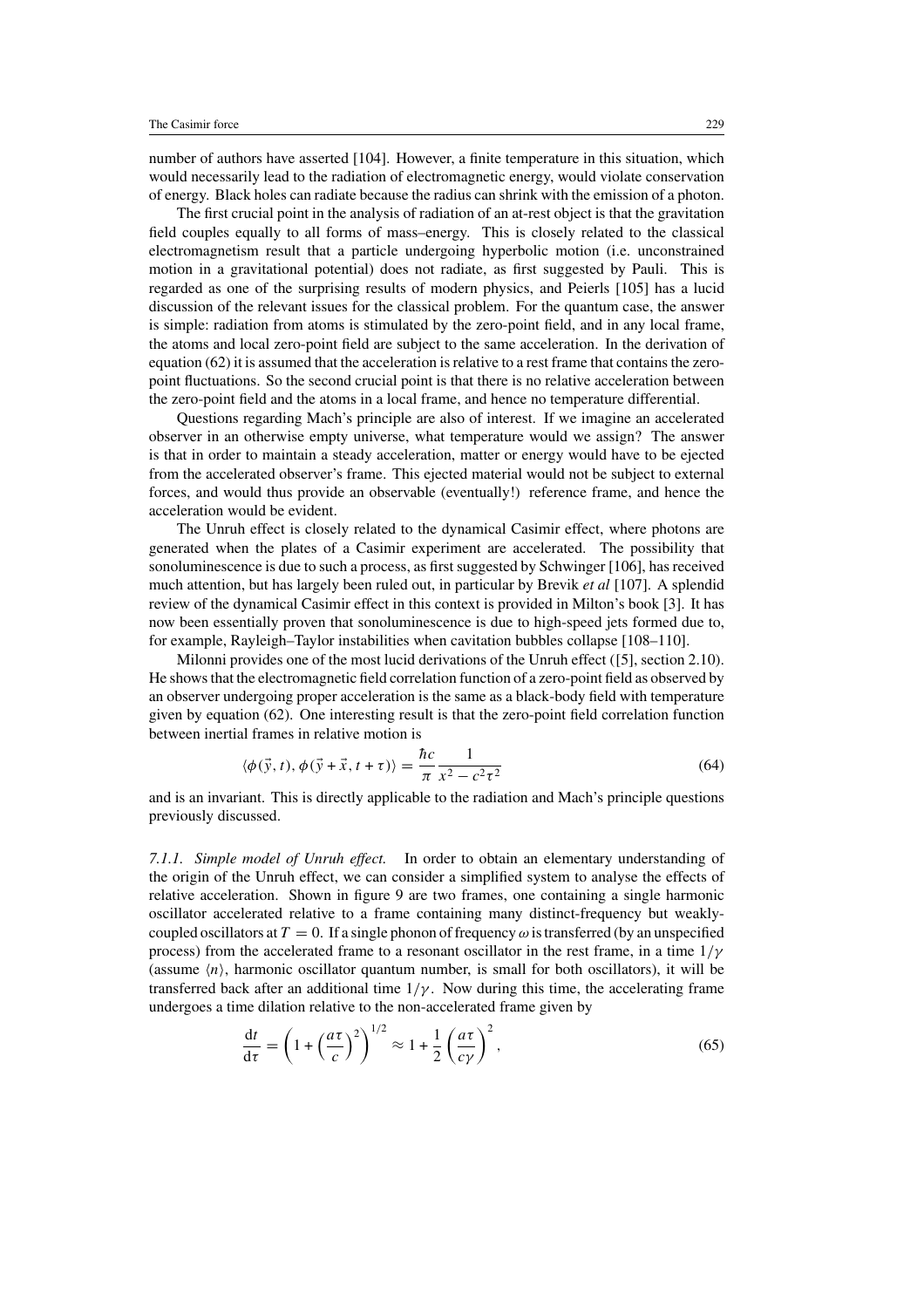number of authors have asserted [104]. However, a finite temperature in this situation, which would necessarily lead to the radiation of electromagnetic energy, would violate conservation of energy. Black holes can radiate because the radius can shrink with the emission of a photon.

The first crucial point in the analysis of radiation of an at-rest object is that the gravitation field couples equally to all forms of mass–energy. This is closely related to the classical electromagnetism result that a particle undergoing hyperbolic motion (i.e. unconstrained motion in a gravitational potential) does not radiate, as first suggested by Pauli. This is regarded as one of the surprising results of modern physics, and Peierls [105] has a lucid discussion of the relevant issues for the classical problem. For the quantum case, the answer is simple: radiation from atoms is stimulated by the zero-point field, and in any local frame, the atoms and local zero-point field are subject to the same acceleration. In the derivation of equation (62) it is assumed that the acceleration is relative to a rest frame that contains the zero-point fluctuations. So the second crucial point is that there is no relative acceleration between the zero-point field and the atoms in a local frame, and hence no temperature differential.

Questions regarding Mach's principle are also of interest. If we imagine an accelerated observer in an otherwise empty universe, what temperature would we assign? The answer is that in order to maintain a steady acceleration, matter or energy would have to be ejected from the accelerated observer's frame. This ejected material would not be subject to external forces, and would thus provide an observable (eventually!) reference frame, and hence the acceleration would be evident.

The Unruh effect is closely related to the dynamical Casimir effect, where photons are generated when the plates of a Casimir experiment are accelerated. The possibility that sonoluminescence is due to such a process, as first suggested by Schwinger [106], has received much attention, but has largely been ruled out, in particular by Brevik *et al* [107]. A splendid review of the dynamical Casimir effect in this context is provided in Milton's book [3]. It has now been essentially proven that sonoluminescence is due to high-speed jets formed due to, for example, Rayleigh–Taylor instabilities when cavitation bubbles collapse [108–110].

Milonni provides one of the most lucid derivations of the Unruh effect ([5], section 2.10). He shows that the electromagnetic field correlation function of a zero-point field as observed by an observer undergoing proper acceleration is the same as a black-body field with temperature given by equation (62). One interesting result is that the zero-point field correlation function between inertial frames in relative motion is

$$\langle \phi(\vec{y}, t), \phi(\vec{y} + \vec{x}, t + \tau) \rangle = \frac{\hbar c}{\pi} \frac{1}{x^2 - c^2 \tau^2} \tag{64}$$

and is an invariant. This is directly applicable to the radiation and Mach's principle questions previously discussed.

*7.1.1. Simple model of Unruh effect.* In order to obtain an elementary understanding of the origin of the Unruh effect, we can consider a simplified system to analyse the effects of relative acceleration. Shown in figure 9 are two frames, one containing a single harmonic oscillator accelerated relative to a frame containing many distinct-frequency but weakly-coupled oscillators at $T = 0$. If a single phonon of frequency $\omega$ is transferred (by an unspecified process) from the accelerated frame to a resonant oscillator in the rest frame, in a time $1/\gamma$ (assume $\langle n \rangle$, harmonic oscillator quantum number, is small for both oscillators), it will be transferred back after an additional time $1/\gamma$. Now during this time, the accelerating frame undergoes a time dilation relative to the non-accelerated frame given by

$$\frac{\mathrm{d}t}{\mathrm{d}\tau} = \left(1 + \left(\frac{a\tau}{c}\right)^2\right)^{1/2} \approx 1 + \frac{1}{2}\left(\frac{a\tau}{c\gamma}\right)^2, \tag{65}$$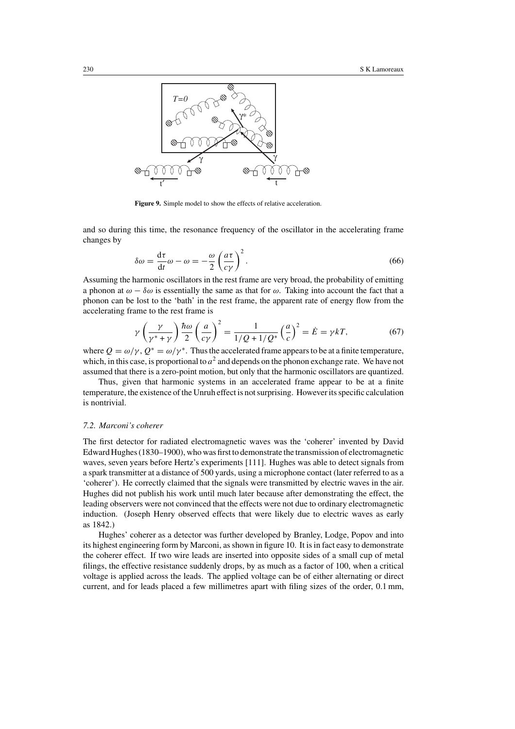**Figure 9.** Simple model to show the effects of relative acceleration.

and so during this time, the resonance frequency of the oscillator in the accelerating frame changes by

$$\delta\omega = \frac{d\tau}{dt}\omega - \omega = -\frac{\omega}{2}\left(\frac{a\tau}{c\gamma}\right)^2. \tag{66}$$

Assuming the harmonic oscillators in the rest frame are very broad, the probability of emitting a phonon at $\omega - \delta\omega$ is essentially the same as that for $\omega$. Taking into account the fact that a phonon can be lost to the 'bath' in the rest frame, the apparent rate of energy flow from the accelerating frame to the rest frame is

$$\gamma\left(\frac{\gamma}{\gamma^* + \gamma}\right)\frac{\hbar\omega}{2}\left(\frac{a}{c\gamma}\right)^2 = \frac{1}{1/Q + 1/Q^*}\left(\frac{a}{c}\right)^2 = \dot{E} = \gamma kT, \tag{67}$$

where $Q = \omega/\gamma$, $Q^* = \omega/\gamma^*$. Thus the accelerated frame appears to be at a finite temperature, which, in this case, is proportional to $a^2$ and depends on the phonon exchange rate. We have not assumed that there is a zero-point motion, but only that the harmonic oscillators are quantized.

Thus, given that harmonic systems in an accelerated frame appear to be at a finite temperature, the existence of the Unruh effect is not surprising. However its specific calculation is nontrivial.

### *7.2. Marconi's coherer*

The first detector for radiated electromagnetic waves was the 'coherer' invented by David Edward Hughes (1830–1900), who was first to demonstrate the transmission of electromagnetic waves, seven years before Hertz's experiments [111]. Hughes was able to detect signals from a spark transmitter at a distance of 500 yards, using a microphone contact (later referred to as a 'coherer'). He correctly claimed that the signals were transmitted by electric waves in the air. Hughes did not publish his work until much later because after demonstrating the effect, the leading observers were not convinced that the effects were not due to ordinary electromagnetic induction. (Joseph Henry observed effects that were likely due to electric waves as early as 1842.)

Hughes' coherer as a detector was further developed by Branley, Lodge, Popov and into its highest engineering form by Marconi, as shown in figure 10. It is in fact easy to demonstrate the coherer effect. If two wire leads are inserted into opposite sides of a small cup of metal filings, the effective resistance suddenly drops, by as much as a factor of 100, when a critical voltage is applied across the leads. The applied voltage can be of either alternating or direct current, and for leads placed a few millimetres apart with filing sizes of the order, 0.1 mm,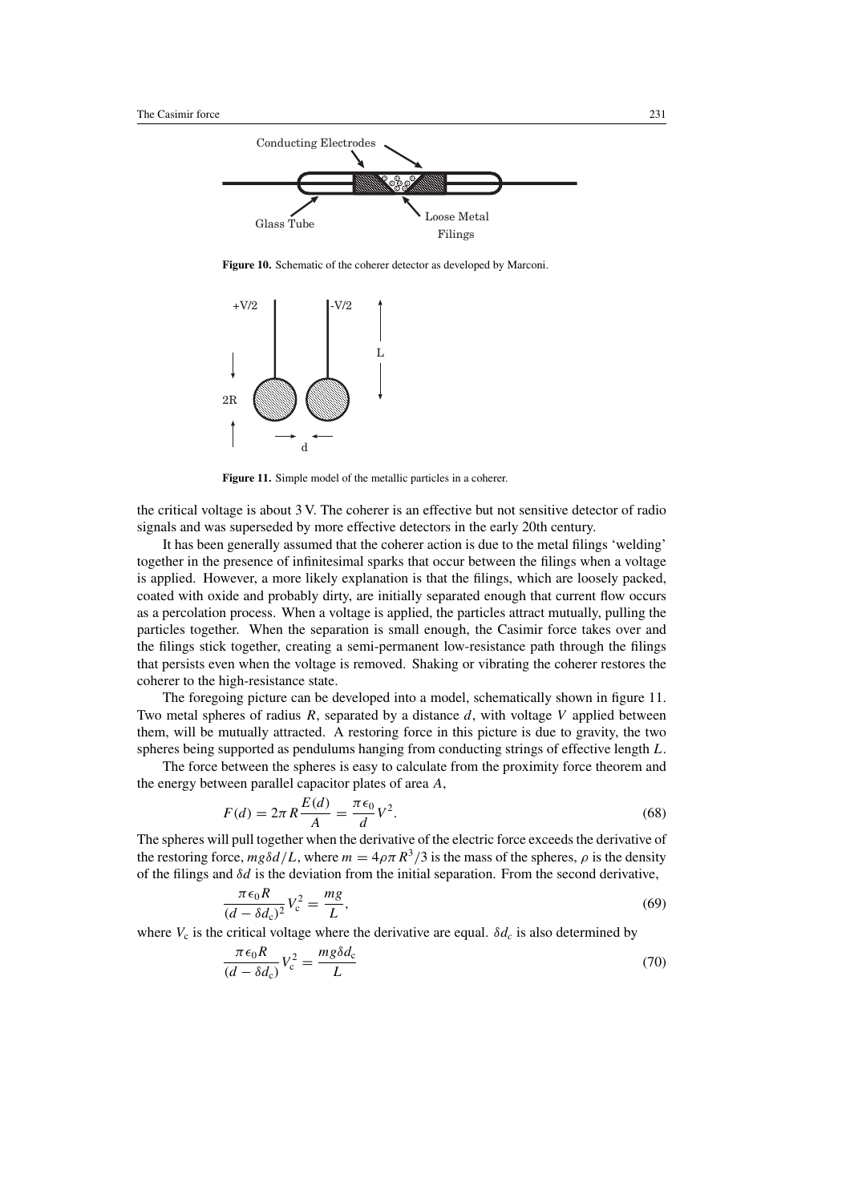Figure 10. Schematic of the coherer detector as developed by Marconi.

Figure 11. Simple model of the metallic particles in a coherer.

the critical voltage is about 3 V. The coherer is an effective but not sensitive detector of radio signals and was superseded by more effective detectors in the early 20th century.

It has been generally assumed that the coherer action is due to the metal filings 'welding' together in the presence of infinitesimal sparks that occur between the filings when a voltage is applied. However, a more likely explanation is that the filings, which are loosely packed, coated with oxide and probably dirty, are initially separated enough that current flow occurs as a percolation process. When a voltage is applied, the particles attract mutually, pulling the particles together. When the separation is small enough, the Casimir force takes over and the filings stick together, creating a semi-permanent low-resistance path through the filings that persists even when the voltage is removed. Shaking or vibrating the coherer restores the coherer to the high-resistance state.

The foregoing picture can be developed into a model, schematically shown in figure 11. Two metal spheres of radius $R$, separated by a distance $d$, with voltage $V$ applied between them, will be mutually attracted. A restoring force in this picture is due to gravity, the two spheres being supported as pendulums hanging from conducting strings of effective length $L$.

The force between the spheres is easy to calculate from the proximity force theorem and the energy between parallel capacitor plates of area $A$,

$$F(d) = 2\pi R \frac{E(d)}{A} = \frac{\pi \epsilon_0}{d} V^2. \tag{68}$$

The spheres will pull together when the derivative of the electric force exceeds the derivative of the restoring force, $mg\delta d/L$, where $m = 4\rho\pi R^3/3$ is the mass of the spheres, $\rho$ is the density of the filings and $\delta d$ is the deviation from the initial separation. From the second derivative,

$$\frac{\pi \epsilon_0 R}{(d - \delta d_c)^2} V_c^2 = \frac{mg}{L}, \tag{69}$$

where $V_c$ is the critical voltage where the derivative are equal. $\delta d_c$ is also determined by

$$\frac{\pi \epsilon_0 R}{(d - \delta d_c)} V_c^2 = \frac{mg\delta d_c}{L} \tag{70}$$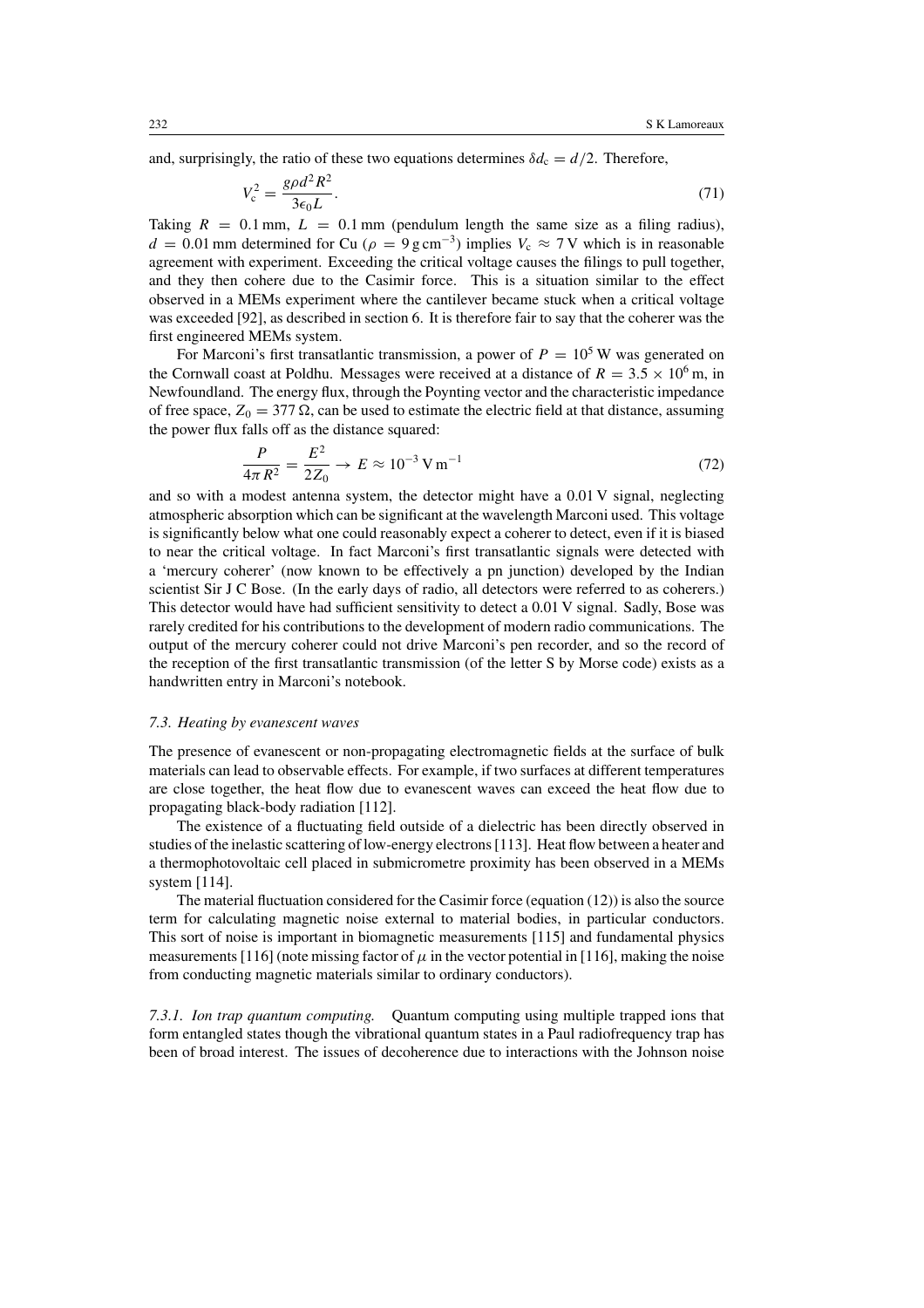and, surprisingly, the ratio of these two equations determines $\delta d_c = d/2$. Therefore,

$$V_c^2 = \frac{g\rho d^2 R^2}{3\epsilon_0 L}. \tag{71}$$

Taking $R = 0.1$ mm, $L = 0.1$ mm (pendulum length the same size as a filing radius), $d = 0.01$ mm determined for Cu ($\rho = 9\,\mathrm{g\,cm^{-3}}$) implies $V_c \approx 7$ V which is in reasonable agreement with experiment. Exceeding the critical voltage causes the filings to pull together, and they then cohere due to the Casimir force. This is a situation similar to the effect observed in a MEMs experiment where the cantilever became stuck when a critical voltage was exceeded [92], as described in section 6. It is therefore fair to say that the coherer was the first engineered MEMs system.

For Marconi's first transatlantic transmission, a power of $P = 10^5$ W was generated on the Cornwall coast at Poldhu. Messages were received at a distance of $R = 3.5 \times 10^6$ m, in Newfoundland. The energy flux, through the Poynting vector and the characteristic impedance of free space, $Z_0 = 377\,\Omega$, can be used to estimate the electric field at that distance, assuming the power flux falls off as the distance squared:

$$\frac{P}{4\pi R^2} = \frac{E^2}{2Z_0} \rightarrow E \approx 10^{-3}\,\mathrm{V\,m^{-1}} \tag{72}$$

and so with a modest antenna system, the detector might have a 0.01 V signal, neglecting atmospheric absorption which can be significant at the wavelength Marconi used. This voltage is significantly below what one could reasonably expect a coherer to detect, even if it is biased to near the critical voltage. In fact Marconi's first transatlantic signals were detected with a 'mercury coherer' (now known to be effectively a pn junction) developed by the Indian scientist Sir J C Bose. (In the early days of radio, all detectors were referred to as coherers.) This detector would have had sufficient sensitivity to detect a 0.01 V signal. Sadly, Bose was rarely credited for his contributions to the development of modern radio communications. The output of the mercury coherer could not drive Marconi's pen recorder, and so the record of the reception of the first transatlantic transmission (of the letter S by Morse code) exists as a handwritten entry in Marconi's notebook.

### *7.3. Heating by evanescent waves*

The presence of evanescent or non-propagating electromagnetic fields at the surface of bulk materials can lead to observable effects. For example, if two surfaces at different temperatures are close together, the heat flow due to evanescent waves can exceed the heat flow due to propagating black-body radiation [112].

The existence of a fluctuating field outside of a dielectric has been directly observed in studies of the inelastic scattering of low-energy electrons [113]. Heat flow between a heater and a thermophotovoltaic cell placed in submicrometre proximity has been observed in a MEMs system [114].

The material fluctuation considered for the Casimir force (equation (12)) is also the source term for calculating magnetic noise external to material bodies, in particular conductors. This sort of noise is important in biomagnetic measurements [115] and fundamental physics measurements [116] (note missing factor of $\mu$ in the vector potential in [116], making the noise from conducting magnetic materials similar to ordinary conductors).

*7.3.1. Ion trap quantum computing.* Quantum computing using multiple trapped ions that form entangled states though the vibrational quantum states in a Paul radiofrequency trap has been of broad interest. The issues of decoherence due to interactions with the Johnson noise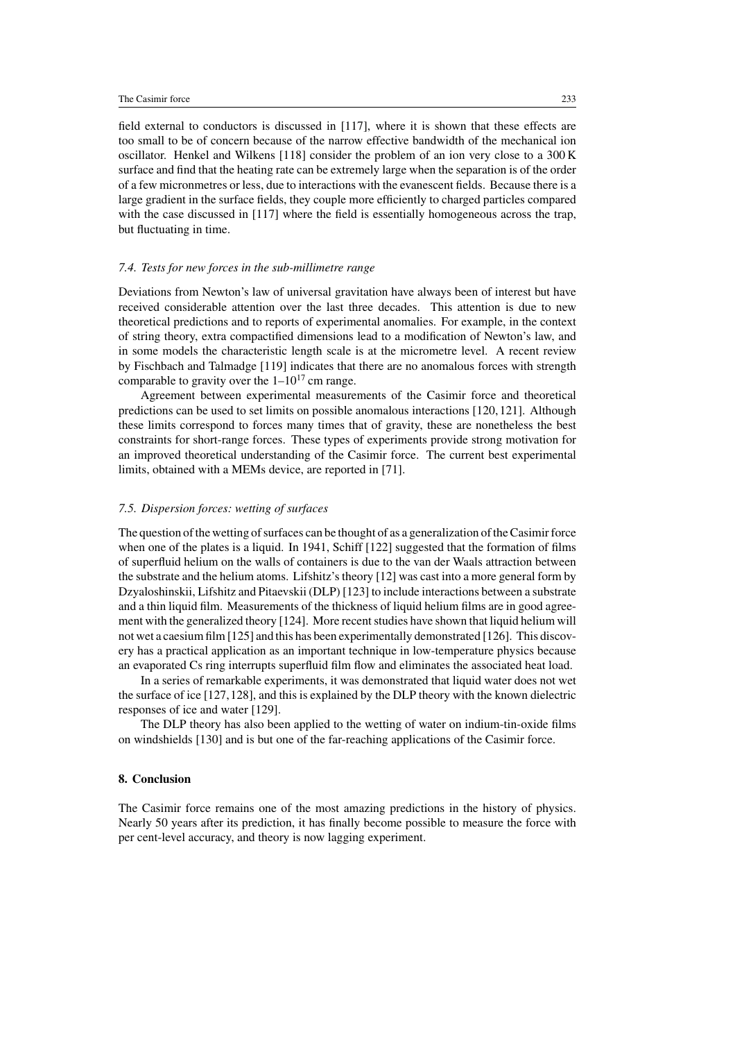field external to conductors is discussed in [117], where it is shown that these effects are too small to be of concern because of the narrow effective bandwidth of the mechanical ion oscillator. Henkel and Wilkens [118] consider the problem of an ion very close to a 300 K surface and find that the heating rate can be extremely large when the separation is of the order of a few micronmetres or less, due to interactions with the evanescent fields. Because there is a large gradient in the surface fields, they couple more efficiently to charged particles compared with the case discussed in [117] where the field is essentially homogeneous across the trap, but fluctuating in time.

### *7.4. Tests for new forces in the sub-millimetre range*

Deviations from Newton's law of universal gravitation have always been of interest but have received considerable attention over the last three decades. This attention is due to new theoretical predictions and to reports of experimental anomalies. For example, in the context of string theory, extra compactified dimensions lead to a modification of Newton's law, and in some models the characteristic length scale is at the micrometre level. A recent review by Fischbach and Talmadge [119] indicates that there are no anomalous forces with strength comparable to gravity over the $1$–$10^{17}$ cm range.

Agreement between experimental measurements of the Casimir force and theoretical predictions can be used to set limits on possible anomalous interactions [120, 121]. Although these limits correspond to forces many times that of gravity, these are nonetheless the best constraints for short-range forces. These types of experiments provide strong motivation for an improved theoretical understanding of the Casimir force. The current best experimental limits, obtained with a MEMs device, are reported in [71].

### *7.5. Dispersion forces: wetting of surfaces*

The question of the wetting of surfaces can be thought of as a generalization of the Casimir force when one of the plates is a liquid. In 1941, Schiff [122] suggested that the formation of films of superfluid helium on the walls of containers is due to the van der Waals attraction between the substrate and the helium atoms. Lifshitz's theory [12] was cast into a more general form by Dzyaloshinskii, Lifshitz and Pitaevskii (DLP) [123] to include interactions between a substrate and a thin liquid film. Measurements of the thickness of liquid helium films are in good agreement with the generalized theory [124]. More recent studies have shown that liquid helium will not wet a caesium film [125] and this has been experimentally demonstrated [126]. This discovery has a practical application as an important technique in low-temperature physics because an evaporated Cs ring interrupts superfluid film flow and eliminates the associated heat load.

In a series of remarkable experiments, it was demonstrated that liquid water does not wet the surface of ice [127, 128], and this is explained by the DLP theory with the known dielectric responses of ice and water [129].

The DLP theory has also been applied to the wetting of water on indium-tin-oxide films on windshields [130] and is but one of the far-reaching applications of the Casimir force.

## **8. Conclusion**

The Casimir force remains one of the most amazing predictions in the history of physics. Nearly 50 years after its prediction, it has finally become possible to measure the force with per cent-level accuracy, and theory is now lagging experiment.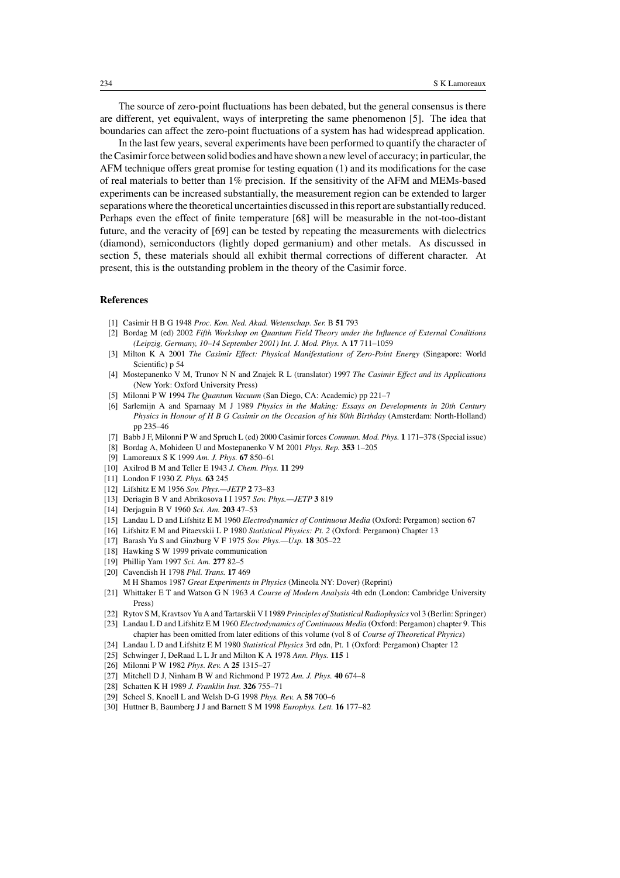The source of zero-point fluctuations has been debated, but the general consensus is there are different, yet equivalent, ways of interpreting the same phenomenon [5]. The idea that boundaries can affect the zero-point fluctuations of a system has had widespread application.

In the last few years, several experiments have been performed to quantify the character of the Casimir force between solid bodies and have shown a new level of accuracy; in particular, the AFM technique offers great promise for testing equation (1) and its modifications for the case of real materials to better than 1% precision. If the sensitivity of the AFM and MEMs-based experiments can be increased substantially, the measurement region can be extended to larger separations where the theoretical uncertainties discussed in this report are substantially reduced. Perhaps even the effect of finite temperature [68] will be measurable in the not-too-distant future, and the veracity of [69] can be tested by repeating the measurements with dielectrics (diamond), semiconductors (lightly doped germanium) and other metals. As discussed in section 5, these materials should all exhibit thermal corrections of different character. At present, this is the outstanding problem in the theory of the Casimir force.

## References

[1] Casimir H B G 1948 *Proc. Kon. Ned. Akad. Wetenschap. Ser.* B **51** 793

[2] Bordag M (ed) 2002 *Fifth Workshop on Quantum Field Theory under the Influence of External Conditions (Leipzig, Germany, 10–14 September 2001) Int. J. Mod. Phys.* A **17** 711–1059

[3] Milton K A 2001 *The Casimir Effect: Physical Manifestations of Zero-Point Energy* (Singapore: World Scientific) p 54

[4] Mostepanenko V M, Trunov N N and Znajek R L (translator) 1997 *The Casimir Effect and its Applications* (New York: Oxford University Press)

[5] Milonni P W 1994 *The Quantum Vacuum* (San Diego, CA: Academic) pp 221–7

[6] Sarlemijn A and Sparnaay M J 1989 *Physics in the Making: Essays on Developments in 20th Century Physics in Honour of H B G Casimir on the Occasion of his 80th Birthday* (Amsterdam: North-Holland) pp 235–46

[7] Babb J F, Milonni P W and Spruch L (ed) 2000 Casimir forces *Commun. Mod. Phys.* **1** 171–378 (Special issue)

[8] Bordag A, Mohideen U and Mostepanenko V M 2001 *Phys. Rep.* **353** 1–205

[9] Lamoreaux S K 1999 *Am. J. Phys.* **67** 850–61

[10] Axilrod B M and Teller E 1943 *J. Chem. Phys.* **11** 299

[11] London F 1930 *Z. Phys.* **63** 245

[12] Lifshitz E M 1956 *Sov. Phys.—JETP* **2** 73–83

[13] Deriagin B V and Abrikosova I I 1957 *Sov. Phys.—JETP* **3** 819

[14] Derjaguin B V 1960 *Sci. Am.* **203** 47–53

[15] Landau L D and Lifshitz E M 1960 *Electrodynamics of Continuous Media* (Oxford: Pergamon) section 67

[16] Lifshitz E M and Pitaevskii L P 1980 *Statistical Physics: Pt. 2* (Oxford: Pergamon) Chapter 13

[17] Barash Yu S and Ginzburg V F 1975 *Sov. Phys.—Usp.* **18** 305–22

[18] Hawking S W 1999 private communication

[19] Phillip Yam 1997 *Sci. Am.* **277** 82–5

[20] Cavendish H 1798 *Phil. Trans.* **17** 469
M H Shamos 1987 *Great Experiments in Physics* (Mineola NY: Dover) (Reprint)

[21] Whittaker E T and Watson G N 1963 *A Course of Modern Analysis* 4th edn (London: Cambridge University Press)

[22] Rytov S M, Kravtsov Yu A and Tartarskii V I 1989 *Principles of Statistical Radiophysics* vol 3 (Berlin: Springer)

[23] Landau L D and Lifshitz E M 1960 *Electrodynamics of Continuous Media* (Oxford: Pergamon) chapter 9. This chapter has been omitted from later editions of this volume (vol 8 of *Course of Theoretical Physics*)

[24] Landau L D and Lifshitz E M 1980 *Statistical Physics* 3rd edn, Pt. 1 (Oxford: Pergamon) Chapter 12

[25] Schwinger J, DeRaad L L Jr and Milton K A 1978 *Ann. Phys.* **115** 1

[26] Milonni P W 1982 *Phys. Rev.* A **25** 1315–27

[27] Mitchell D J, Ninham B W and Richmond P 1972 *Am. J. Phys.* **40** 674–8

[28] Schatten K H 1989 *J. Franklin Inst.* **326** 755–71

[29] Scheel S, Knoell L and Welsh D-G 1998 *Phys. Rev.* A **58** 700–6

[30] Huttner B, Baumberg J J and Barnett S M 1998 *Europhys. Lett.* **16** 177–82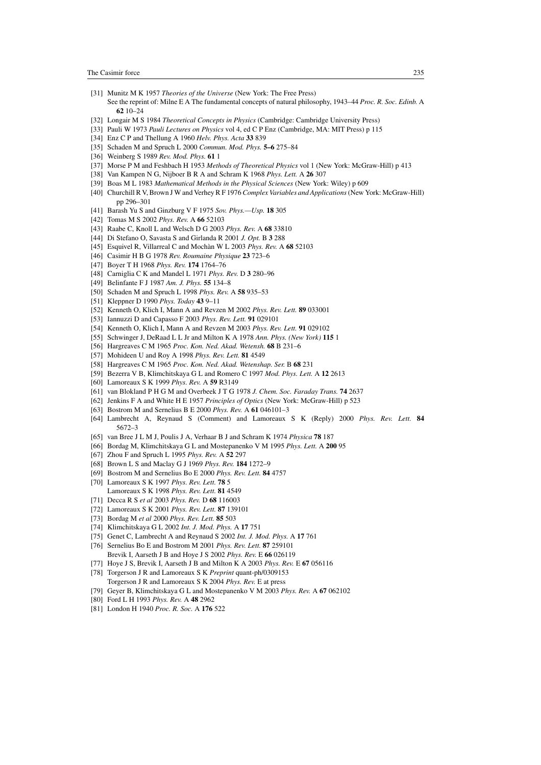[31] Munitz M K 1957 *Theories of the Universe* (New York: The Free Press)
See the reprint of: Milne E A The fundamental concepts of natural philosophy, 1943–44 *Proc. R. Soc. Edinb.* A **62** 10–24

[32] Longair M S 1984 *Theoretical Concepts in Physics* (Cambridge: Cambridge University Press)

[33] Pauli W 1973 *Pauli Lectures on Physics* vol 4, ed C P Enz (Cambridge, MA: MIT Press) p 115

[34] Enz C P and Thellung A 1960 *Helv. Phys. Acta* **33** 839

[35] Schaden M and Spruch L 2000 *Commun. Mod. Phys.* **5–6** 275–84

[36] Weinberg S 1989 *Rev. Mod. Phys.* **61** 1

[37] Morse P M and Feshbach H 1953 *Methods of Theoretical Physics* vol 1 (New York: McGraw-Hill) p 413

[38] Van Kampen N G, Nijboer B R A and Schram K 1968 *Phys. Lett.* A **26** 307

[39] Boas M L 1983 *Mathematical Methods in the Physical Sciences* (New York: Wiley) p 609

[40] Churchill R V, Brown J W and Verhey R F 1976 *Complex Variables and Applications* (New York: McGraw-Hill) pp 296–301

[41] Barash Yu S and Ginzburg V F 1975 *Sov. Phys.—Usp.* **18** 305

[42] Tomas M S 2002 *Phys. Rev.* A **66** 52103

[43] Raabe C, Knoll L and Welsch D G 2003 *Phys. Rev.* A **68** 33810

[44] Di Stefano O, Savasta S and Girlanda R 2001 *J. Opt.* B **3** 288

[45] Esquivel R, Villarreal C and Mochàn W L 2003 *Phys. Rev.* A **68** 52103

[46] Casimir H B G 1978 *Rev. Roumaine Physique* **23** 723–6

[47] Boyer T H 1968 *Phys. Rev.* **174** 1764–76

[48] Carniglia C K and Mandel L 1971 *Phys. Rev.* D **3** 280–96

[49] Belinfante F J 1987 *Am. J. Phys.* **55** 134–8

[50] Schaden M and Spruch L 1998 *Phys. Rev.* A **58** 935–53

[51] Kleppner D 1990 *Phys. Today* **43** 9–11

[52] Kenneth O, Klich I, Mann A and Revzen M 2002 *Phys. Rev. Lett.* **89** 033001

[53] Iannuzzi D and Capasso F 2003 *Phys. Rev. Lett.* **91** 029101

[54] Kenneth O, Klich I, Mann A and Revzen M 2003 *Phys. Rev. Lett.* **91** 029102

[55] Schwinger J, DeRaad L L Jr and Milton K A 1978 *Ann. Phys. (New York)* **115** 1

[56] Hargreaves C M 1965 *Proc. Kon. Ned. Akad. Wetensh.* **68** B 231–6

[57] Mohideen U and Roy A 1998 *Phys. Rev. Lett.* **81** 4549

[58] Hargreaves C M 1965 *Proc. Kon. Ned. Akad. Wetenshap. Ser.* B **68** 231

[59] Bezerra V B, Klimchitskaya G L and Romero C 1997 *Mod. Phys. Lett.* A **12** 2613

[60] Lamoreaux S K 1999 *Phys. Rev.* A **59** R3149

[61] van Blokland P H G M and Overbeek J T G 1978 *J. Chem. Soc. Faraday Trans.* **74** 2637

[62] Jenkins F A and White H E 1957 *Principles of Optics* (New York: McGraw-Hill) p 523

[63] Bostrom M and Sernelius B E 2000 *Phys. Rev.* A **61** 046101–3

[64] Lambrecht A, Reynaud S (Comment) and Lamoreaux S K (Reply) 2000 *Phys. Rev. Lett.* **84** 5672–3

[65] van Bree J L M J, Poulis J A, Verhaar B J and Schram K 1974 *Physica* **78** 187

[66] Bordag M, Klimchitskaya G L and Mostepanenko V M 1995 *Phys. Lett.* A **200** 95

[67] Zhou F and Spruch L 1995 *Phys. Rev.* A **52** 297

[68] Brown L S and Maclay G J 1969 *Phys. Rev.* **184** 1272–9

[69] Bostrom M and Sernelius Bo E 2000 *Phys. Rev. Lett.* **84** 4757

[70] Lamoreaux S K 1997 *Phys. Rev. Lett.* **78** 5
Lamoreaux S K 1998 *Phys. Rev. Lett.* **81** 4549

[71] Decca R S *et al* 2003 *Phys. Rev.* D **68** 116003

[72] Lamoreaux S K 2001 *Phys. Rev. Lett.* **87** 139101

[73] Bordag M *et al* 2000 *Phys. Rev. Lett.* **85** 503

[74] Klimchitskaya G L 2002 *Int. J. Mod. Phys.* A **17** 751

[75] Genet C, Lambrecht A and Reynaud S 2002 *Int. J. Mod. Phys.* A **17** 761

[76] Sernelius Bo E and Bostrom M 2001 *Phys. Rev. Lett.* **87** 259101
Brevik I, Aarseth J B and Hoye J S 2002 *Phys. Rev.* E **66** 026119

[77] Hoye J S, Brevik I, Aarseth J B and Milton K A 2003 *Phys. Rev.* E **67** 056116

[78] Torgerson J R and Lamoreaux S K *Preprint* quant-ph/0309153
Torgerson J R and Lamoreaux S K 2004 *Phys. Rev.* E at press

[79] Geyer B, Klimchitskaya G L and Mostepanenko V M 2003 *Phys. Rev.* A **67** 062102

[80] Ford L H 1993 *Phys. Rev.* A **48** 2962

[81] London H 1940 *Proc. R. Soc.* A **176** 522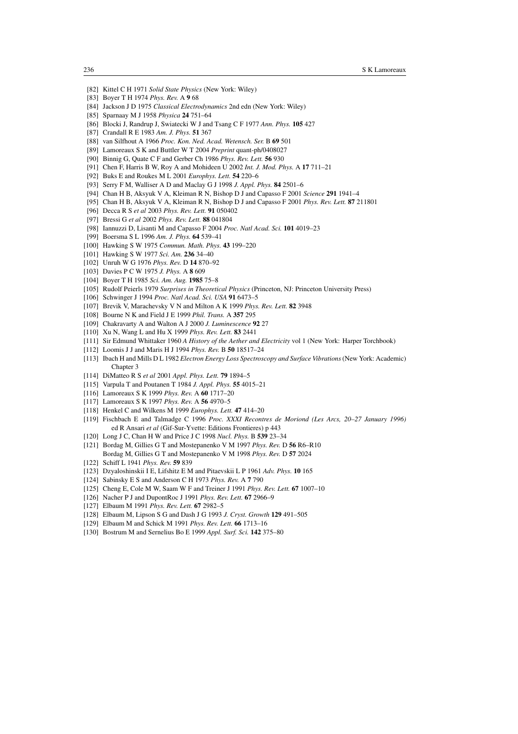[82] Kittel C H 1971 *Solid State Physics* (New York: Wiley)
[83] Boyer T H 1974 *Phys. Rev.* A **9** 68
[84] Jackson J D 1975 *Classical Electrodynamics* 2nd edn (New York: Wiley)
[85] Sparnaay M J 1958 *Physica* **24** 751–64
[86] Blocki J, Randrup J, Swiatecki W J and Tsang C F 1977 *Ann. Phys.* **105** 427
[87] Crandall R E 1983 *Am. J. Phys.* **51** 367
[88] van Silfhout A 1966 *Proc. Kon. Ned. Acad. Wetensch. Ser.* B **69** 501
[89] Lamoreaux S K and Buttler W T 2004 *Preprint* quant-ph/0408027
[90] Binnig G, Quate C F and Gerber Ch 1986 *Phys. Rev. Lett.* **56** 930
[91] Chen F, Harris B W, Roy A and Mohideen U 2002 *Int. J. Mod. Phys.* A **17** 711–21
[92] Buks E and Roukes M L 2001 *Europhys. Lett.* **54** 220–6
[93] Serry F M, Walliser A D and Maclay G J 1998 *J. Appl. Phys.* **84** 2501–6
[94] Chan H B, Aksyuk V A, Kleiman R N, Bishop D J and Capasso F 2001 *Science* **291** 1941–4
[95] Chan H B, Aksyuk V A, Kleiman R N, Bishop D J and Capasso F 2001 *Phys. Rev. Lett.* **87** 211801
[96] Decca R S *et al* 2003 *Phys. Rev. Lett.* **91** 050402
[97] Bressi G *et al* 2002 *Phys. Rev. Lett.* **88** 041804
[98] Iannuzzi D, Lisanti M and Capasso F 2004 *Proc. Natl Acad. Sci.* **101** 4019–23
[99] Boersma S L 1996 *Am. J. Phys.* **64** 539–41
[100] Hawking S W 1975 *Commun. Math. Phys.* **43** 199–220
[101] Hawking S W 1977 *Sci. Am.* **236** 34–40
[102] Unruh W G 1976 *Phys. Rev.* D **14** 870–92
[103] Davies P C W 1975 *J. Phys.* A **8** 609
[104] Boyer T H 1985 *Sci. Am. Aug.* **1985** 75–8
[105] Rudolf Peierls 1979 *Surprises in Theoretical Physics* (Princeton, NJ: Princeton University Press)
[106] Schwinger J 1994 *Proc. Natl Acad. Sci. USA* **91** 6473–5
[107] Brevik V, Marachevsky V N and Milton A K 1999 *Phys. Rev. Lett.* **82** 3948
[108] Bourne N K and Field J E 1999 *Phil. Trans.* A **357** 295
[109] Chakravarty A and Walton A J 2000 *J. Luminescence* **92** 27
[110] Xu N, Wang L and Hu X 1999 *Phys. Rev. Lett.* **83** 2441
[111] Sir Edmund Whittaker 1960 *A History of the Aether and Electricity* vol 1 (New York: Harper Torchbook)
[112] Loomis J J and Maris H J 1994 *Phys. Rev.* B **50** 18517–24
[113] Ibach H and Mills D L 1982 *Electron Energy Loss Spectroscopy and Surface Vibrations* (New York: Academic) Chapter 3
[114] DiMatteo R S *et al* 2001 *Appl. Phys. Lett.* **79** 1894–5
[115] Varpula T and Poutanen T 1984 *J. Appl. Phys.* **55** 4015–21
[116] Lamoreaux S K 1999 *Phys. Rev.* A **60** 1717–20
[117] Lamoreaux S K 1997 *Phys. Rev.* A **56** 4970–5
[118] Henkel C and Wilkens M 1999 *Europhys. Lett.* **47** 414–20
[119] Fischbach E and Talmadge C 1996 *Proc. XXXI Recontres de Moriond (Les Arcs, 20–27 January 1996)* ed R Ansari *et al* (Gif-Sur-Yvette: Editions Frontieres) p 443
[120] Long J C, Chan H W and Price J C 1998 *Nucl. Phys.* B **539** 23–34
[121] Bordag M, Gillies G T and Mostepanenko V M 1997 *Phys. Rev.* D **56** R6–R10
Bordag M, Gillies G T and Mostepanenko V M 1998 *Phys. Rev.* D **57** 2024
[122] Schiff L 1941 *Phys. Rev.* **59** 839
[123] Dzyaloshinskii I E, Lifshitz E M and Pitaevskii L P 1961 *Adv. Phys.* **10** 165
[124] Sabinsky E S and Anderson C H 1973 *Phys. Rev.* A **7** 790
[125] Cheng E, Cole M W, Saam W F and Treiner J 1991 *Phys. Rev. Lett.* **67** 1007–10
[126] Nacher P J and DupontRoc J 1991 *Phys. Rev. Lett.* **67** 2966–9
[127] Elbaum M 1991 *Phys. Rev. Lett.* **67** 2982–5
[128] Elbaum M, Lipson S G and Dash J G 1993 *J. Cryst. Growth* **129** 491–505
[129] Elbaum M and Schick M 1991 *Phys. Rev. Lett.* **66** 1713–16
[130] Bostrum M and Sernelius Bo E 1999 *Appl. Surf. Sci.* **142** 375–80